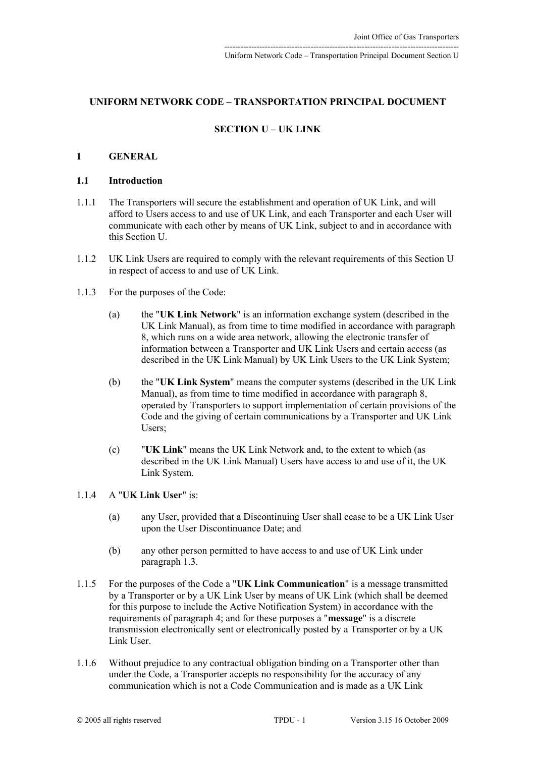# UNIFORM NETWORK CODE – TRANSPORTATION PRINCIPAL DOCUMENT

## SECTION U – UK LINK

### 1 GENERAL

#### 1.1 Introduction

1.1.1 The Transporters will secure the establishment and operation of UK Link, and will afford to Users access to and use of UK Link, and each Transporter and each User will communicate with each other by means of UK Link, subject to and in accordance with this Section U.

1.1.2 UK Link Users are required to comply with the relevant requirements of this Section U in respect of access to and use of UK Link.

1.1.3 For the purposes of the Code:

(a) the "**UK Link Network**" is an information exchange system (described in the UK Link Manual), as from time to time modified in accordance with paragraph 8, which runs on a wide area network, allowing the electronic transfer of information between a Transporter and UK Link Users and certain access (as described in the UK Link Manual) by UK Link Users to the UK Link System;

(b) the "**UK Link System**" means the computer systems (described in the UK Link Manual), as from time to time modified in accordance with paragraph 8, operated by Transporters to support implementation of certain provisions of the Code and the giving of certain communications by a Transporter and UK Link Users;

(c) "**UK Link**" means the UK Link Network and, to the extent to which (as described in the UK Link Manual) Users have access to and use of it, the UK Link System.

1.1.4 A "**UK Link User**" is:

(a) any User, provided that a Discontinuing User shall cease to be a UK Link User upon the User Discontinuance Date; and

(b) any other person permitted to have access to and use of UK Link under paragraph 1.3.

1.1.5 For the purposes of the Code a "**UK Link Communication**" is a message transmitted by a Transporter or by a UK Link User by means of UK Link (which shall be deemed for this purpose to include the Active Notification System) in accordance with the requirements of paragraph 4; and for these purposes a "**message**" is a discrete transmission electronically sent or electronically posted by a Transporter or by a UK Link User.

1.1.6 Without prejudice to any contractual obligation binding on a Transporter other than under the Code, a Transporter accepts no responsibility for the accuracy of any communication which is not a Code Communication and is made as a UK Link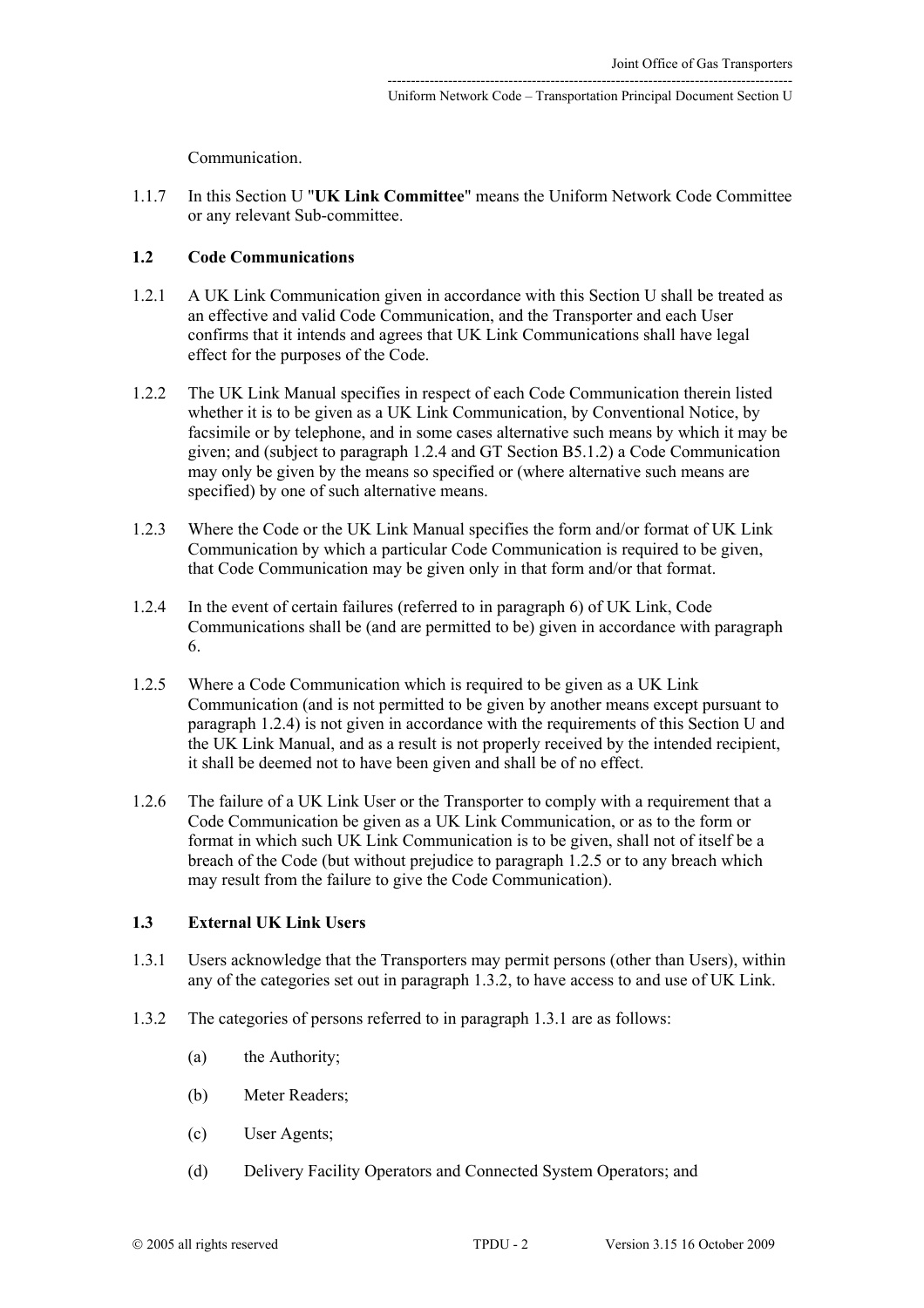Communication.

1.1.7 In this Section U "**UK Link Committee**" means the Uniform Network Code Committee or any relevant Sub-committee.

### 1.2 Code Communications

1.2.1 A UK Link Communication given in accordance with this Section U shall be treated as an effective and valid Code Communication, and the Transporter and each User confirms that it intends and agrees that UK Link Communications shall have legal effect for the purposes of the Code.

1.2.2 The UK Link Manual specifies in respect of each Code Communication therein listed whether it is to be given as a UK Link Communication, by Conventional Notice, by facsimile or by telephone, and in some cases alternative such means by which it may be given; and (subject to paragraph 1.2.4 and GT Section B5.1.2) a Code Communication may only be given by the means so specified or (where alternative such means are specified) by one of such alternative means.

1.2.3 Where the Code or the UK Link Manual specifies the form and/or format of UK Link Communication by which a particular Code Communication is required to be given, that Code Communication may be given only in that form and/or that format.

1.2.4 In the event of certain failures (referred to in paragraph 6) of UK Link, Code Communications shall be (and are permitted to be) given in accordance with paragraph 6.

1.2.5 Where a Code Communication which is required to be given as a UK Link Communication (and is not permitted to be given by another means except pursuant to paragraph 1.2.4) is not given in accordance with the requirements of this Section U and the UK Link Manual, and as a result is not properly received by the intended recipient, it shall be deemed not to have been given and shall be of no effect.

1.2.6 The failure of a UK Link User or the Transporter to comply with a requirement that a Code Communication be given as a UK Link Communication, or as to the form or format in which such UK Link Communication is to be given, shall not of itself be a breach of the Code (but without prejudice to paragraph 1.2.5 or to any breach which may result from the failure to give the Code Communication).

### 1.3 External UK Link Users

1.3.1 Users acknowledge that the Transporters may permit persons (other than Users), within any of the categories set out in paragraph 1.3.2, to have access to and use of UK Link.

1.3.2 The categories of persons referred to in paragraph 1.3.1 are as follows:

(a) the Authority;

(b) Meter Readers;

(c) User Agents;

(d) Delivery Facility Operators and Connected System Operators; and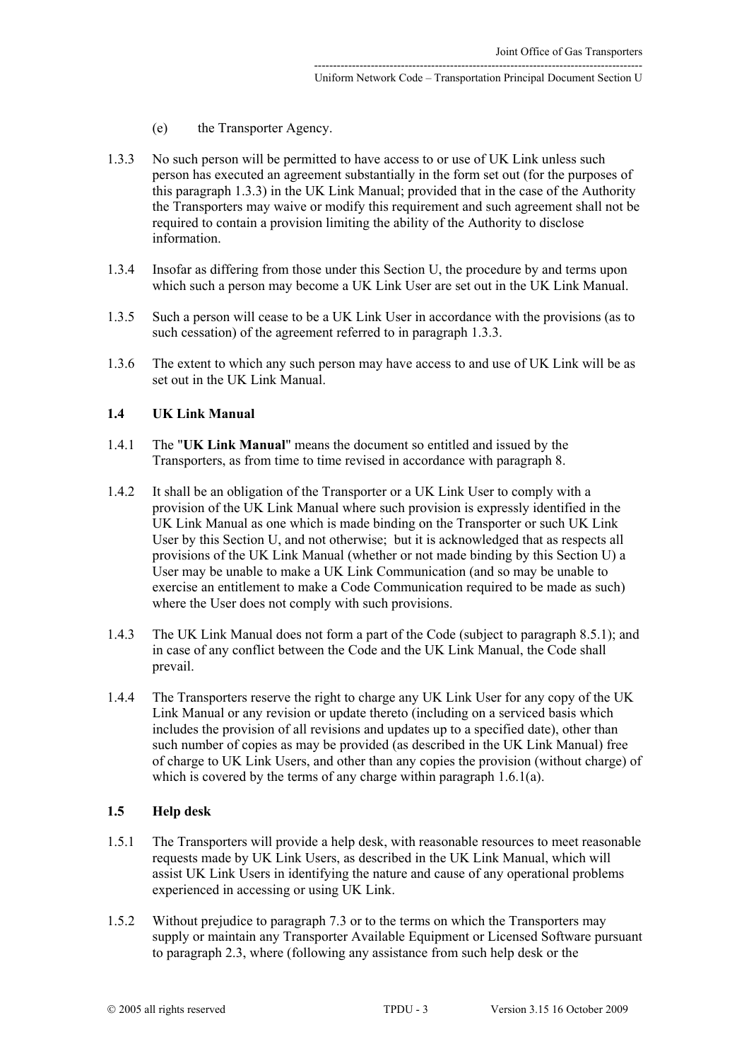(e) the Transporter Agency.

1.3.3 No such person will be permitted to have access to or use of UK Link unless such person has executed an agreement substantially in the form set out (for the purposes of this paragraph 1.3.3) in the UK Link Manual; provided that in the case of the Authority the Transporters may waive or modify this requirement and such agreement shall not be required to contain a provision limiting the ability of the Authority to disclose information.

1.3.4 Insofar as differing from those under this Section U, the procedure by and terms upon which such a person may become a UK Link User are set out in the UK Link Manual.

1.3.5 Such a person will cease to be a UK Link User in accordance with the provisions (as to such cessation) of the agreement referred to in paragraph 1.3.3.

1.3.6 The extent to which any such person may have access to and use of UK Link will be as set out in the UK Link Manual.

### 1.4 UK Link Manual

1.4.1 The "**UK Link Manual**" means the document so entitled and issued by the Transporters, as from time to time revised in accordance with paragraph 8.

1.4.2 It shall be an obligation of the Transporter or a UK Link User to comply with a provision of the UK Link Manual where such provision is expressly identified in the UK Link Manual as one which is made binding on the Transporter or such UK Link User by this Section U, and not otherwise; but it is acknowledged that as respects all provisions of the UK Link Manual (whether or not made binding by this Section U) a User may be unable to make a UK Link Communication (and so may be unable to exercise an entitlement to make a Code Communication required to be made as such) where the User does not comply with such provisions.

1.4.3 The UK Link Manual does not form a part of the Code (subject to paragraph 8.5.1); and in case of any conflict between the Code and the UK Link Manual, the Code shall prevail.

1.4.4 The Transporters reserve the right to charge any UK Link User for any copy of the UK Link Manual or any revision or update thereto (including on a serviced basis which includes the provision of all revisions and updates up to a specified date), other than such number of copies as may be provided (as described in the UK Link Manual) free of charge to UK Link Users, and other than any copies the provision (without charge) of which is covered by the terms of any charge within paragraph 1.6.1(a).

### 1.5 Help desk

1.5.1 The Transporters will provide a help desk, with reasonable resources to meet reasonable requests made by UK Link Users, as described in the UK Link Manual, which will assist UK Link Users in identifying the nature and cause of any operational problems experienced in accessing or using UK Link.

1.5.2 Without prejudice to paragraph 7.3 or to the terms on which the Transporters may supply or maintain any Transporter Available Equipment or Licensed Software pursuant to paragraph 2.3, where (following any assistance from such help desk or the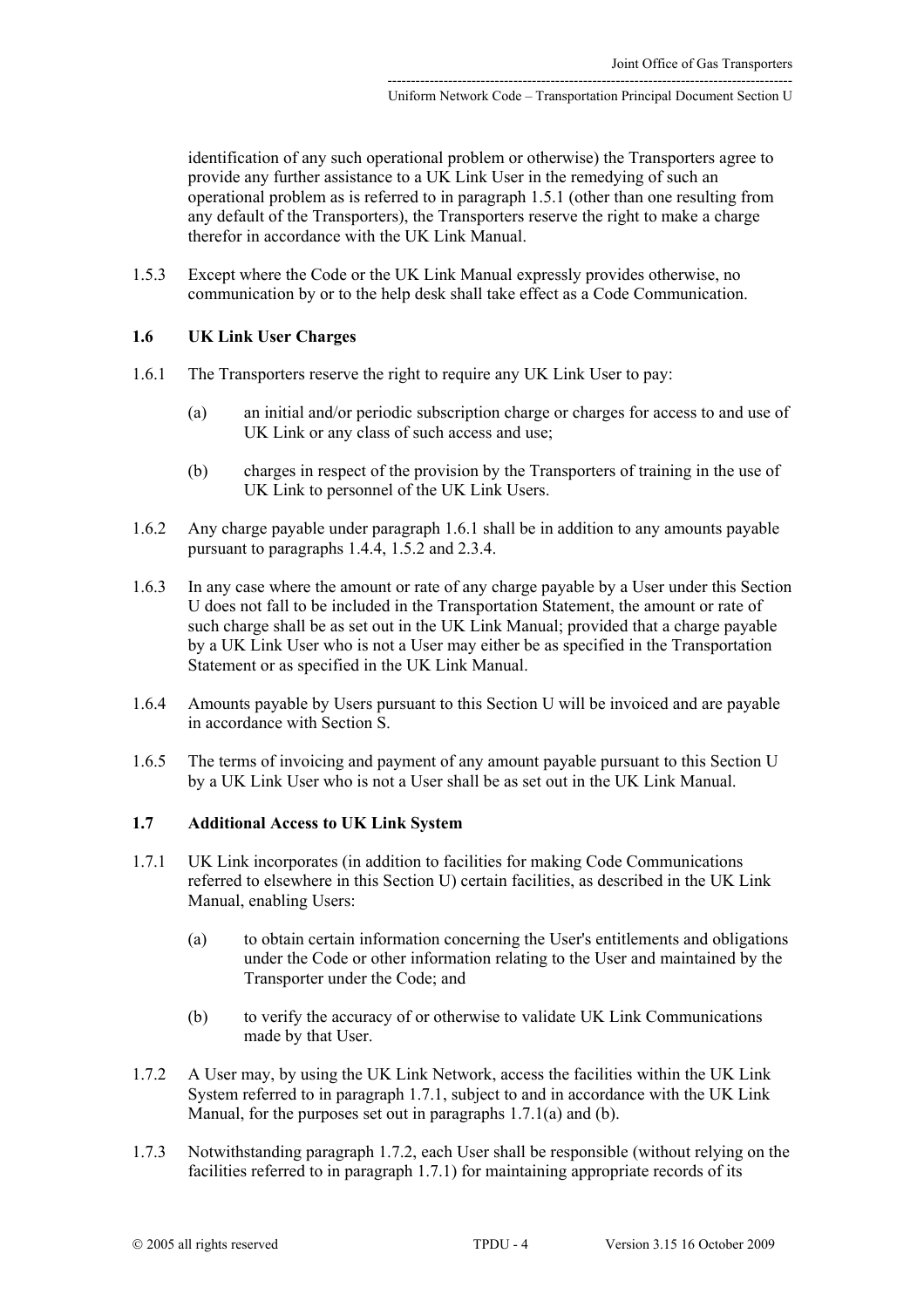identification of any such operational problem or otherwise) the Transporters agree to provide any further assistance to a UK Link User in the remedying of such an operational problem as is referred to in paragraph 1.5.1 (other than one resulting from any default of the Transporters), the Transporters reserve the right to make a charge therefor in accordance with the UK Link Manual.

1.5.3 Except where the Code or the UK Link Manual expressly provides otherwise, no communication by or to the help desk shall take effect as a Code Communication.

### 1.6 UK Link User Charges

1.6.1 The Transporters reserve the right to require any UK Link User to pay:

(a) an initial and/or periodic subscription charge or charges for access to and use of UK Link or any class of such access and use;

(b) charges in respect of the provision by the Transporters of training in the use of UK Link to personnel of the UK Link Users.

1.6.2 Any charge payable under paragraph 1.6.1 shall be in addition to any amounts payable pursuant to paragraphs 1.4.4, 1.5.2 and 2.3.4.

1.6.3 In any case where the amount or rate of any charge payable by a User under this Section U does not fall to be included in the Transportation Statement, the amount or rate of such charge shall be as set out in the UK Link Manual; provided that a charge payable by a UK Link User who is not a User may either be as specified in the Transportation Statement or as specified in the UK Link Manual.

1.6.4 Amounts payable by Users pursuant to this Section U will be invoiced and are payable in accordance with Section S.

1.6.5 The terms of invoicing and payment of any amount payable pursuant to this Section U by a UK Link User who is not a User shall be as set out in the UK Link Manual.

### 1.7 Additional Access to UK Link System

1.7.1 UK Link incorporates (in addition to facilities for making Code Communications referred to elsewhere in this Section U) certain facilities, as described in the UK Link Manual, enabling Users:

(a) to obtain certain information concerning the User's entitlements and obligations under the Code or other information relating to the User and maintained by the Transporter under the Code; and

(b) to verify the accuracy of or otherwise to validate UK Link Communications made by that User.

1.7.2 A User may, by using the UK Link Network, access the facilities within the UK Link System referred to in paragraph 1.7.1, subject to and in accordance with the UK Link Manual, for the purposes set out in paragraphs 1.7.1(a) and (b).

1.7.3 Notwithstanding paragraph 1.7.2, each User shall be responsible (without relying on the facilities referred to in paragraph 1.7.1) for maintaining appropriate records of its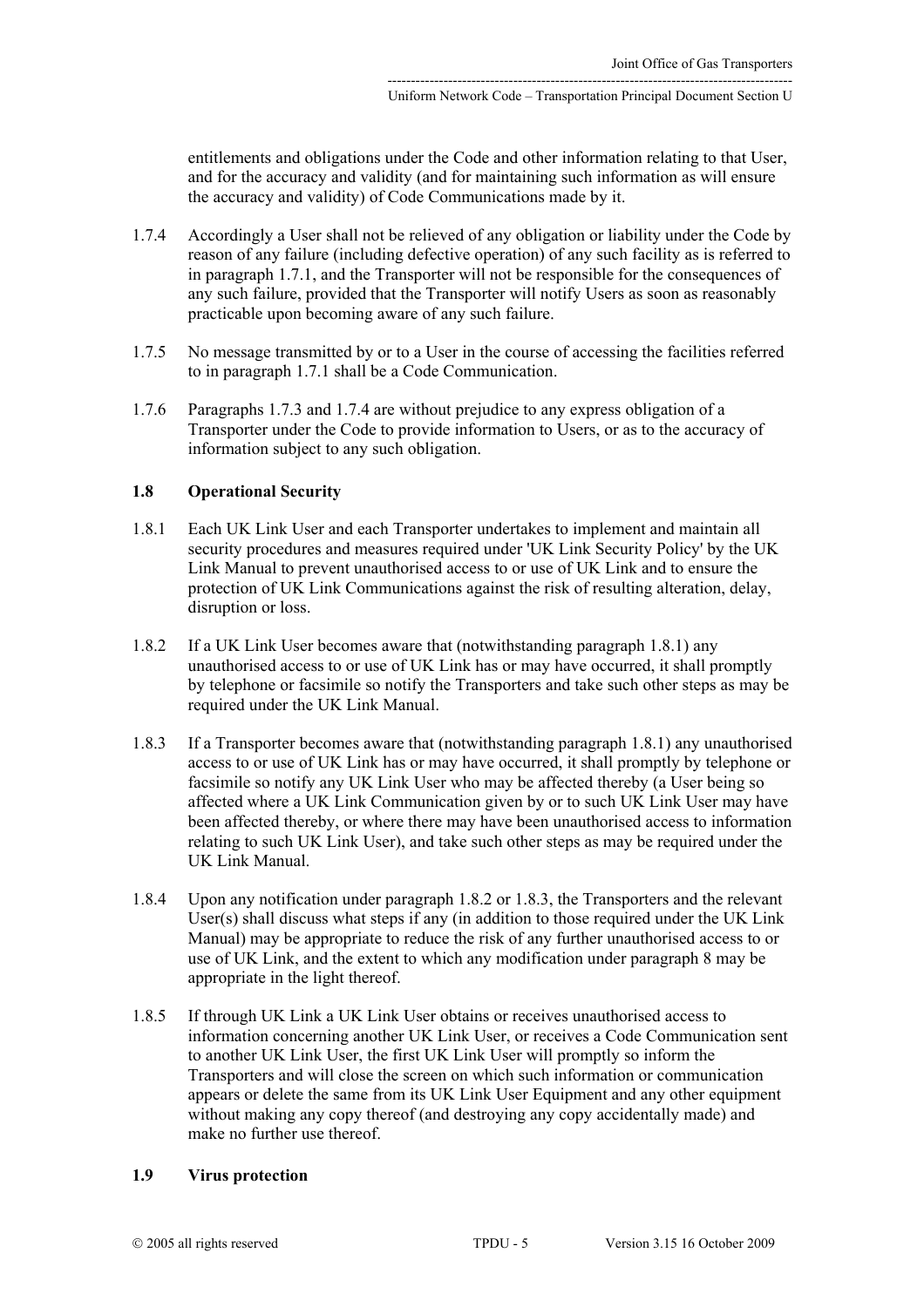entitlements and obligations under the Code and other information relating to that User, and for the accuracy and validity (and for maintaining such information as will ensure the accuracy and validity) of Code Communications made by it.

1.7.4 Accordingly a User shall not be relieved of any obligation or liability under the Code by reason of any failure (including defective operation) of any such facility as is referred to in paragraph 1.7.1, and the Transporter will not be responsible for the consequences of any such failure, provided that the Transporter will notify Users as soon as reasonably practicable upon becoming aware of any such failure.

1.7.5 No message transmitted by or to a User in the course of accessing the facilities referred to in paragraph 1.7.1 shall be a Code Communication.

1.7.6 Paragraphs 1.7.3 and 1.7.4 are without prejudice to any express obligation of a Transporter under the Code to provide information to Users, or as to the accuracy of information subject to any such obligation.

### 1.8 Operational Security

1.8.1 Each UK Link User and each Transporter undertakes to implement and maintain all security procedures and measures required under 'UK Link Security Policy' by the UK Link Manual to prevent unauthorised access to or use of UK Link and to ensure the protection of UK Link Communications against the risk of resulting alteration, delay, disruption or loss.

1.8.2 If a UK Link User becomes aware that (notwithstanding paragraph 1.8.1) any unauthorised access to or use of UK Link has or may have occurred, it shall promptly by telephone or facsimile so notify the Transporters and take such other steps as may be required under the UK Link Manual.

1.8.3 If a Transporter becomes aware that (notwithstanding paragraph 1.8.1) any unauthorised access to or use of UK Link has or may have occurred, it shall promptly by telephone or facsimile so notify any UK Link User who may be affected thereby (a User being so affected where a UK Link Communication given by or to such UK Link User may have been affected thereby, or where there may have been unauthorised access to information relating to such UK Link User), and take such other steps as may be required under the UK Link Manual.

1.8.4 Upon any notification under paragraph 1.8.2 or 1.8.3, the Transporters and the relevant User(s) shall discuss what steps if any (in addition to those required under the UK Link Manual) may be appropriate to reduce the risk of any further unauthorised access to or use of UK Link, and the extent to which any modification under paragraph 8 may be appropriate in the light thereof.

1.8.5 If through UK Link a UK Link User obtains or receives unauthorised access to information concerning another UK Link User, or receives a Code Communication sent to another UK Link User, the first UK Link User will promptly so inform the Transporters and will close the screen on which such information or communication appears or delete the same from its UK Link User Equipment and any other equipment without making any copy thereof (and destroying any copy accidentally made) and make no further use thereof.

### 1.9 Virus protection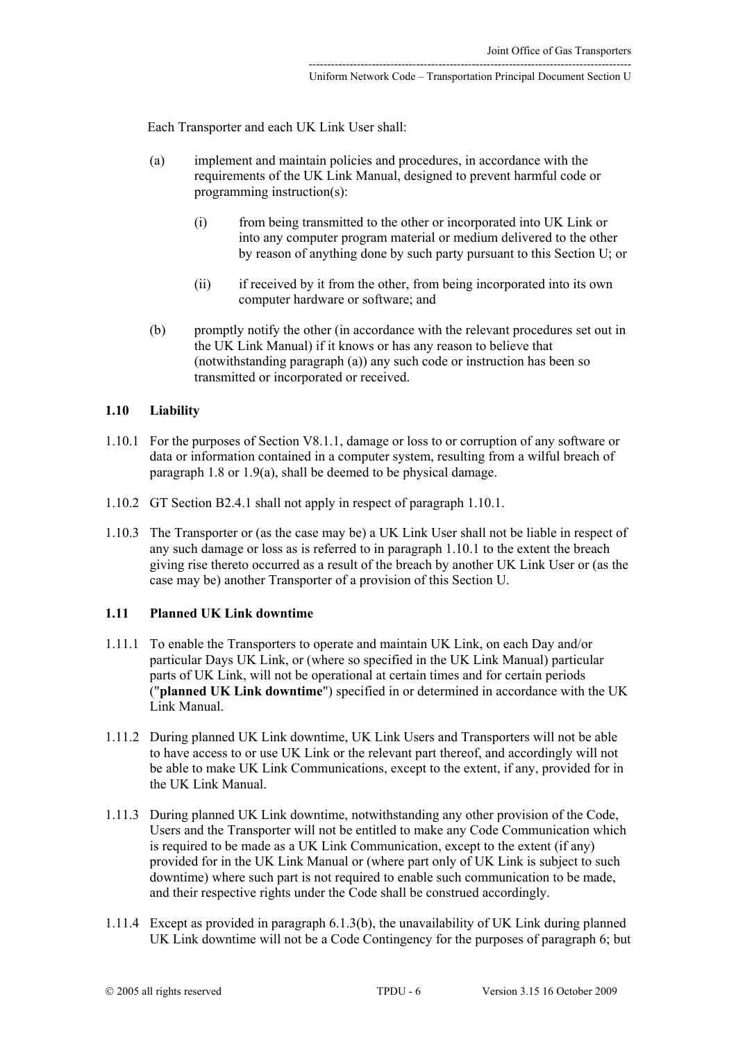Each Transporter and each UK Link User shall:

(a) implement and maintain policies and procedures, in accordance with the requirements of the UK Link Manual, designed to prevent harmful code or programming instruction(s):

(i) from being transmitted to the other or incorporated into UK Link or into any computer program material or medium delivered to the other by reason of anything done by such party pursuant to this Section U; or

(ii) if received by it from the other, from being incorporated into its own computer hardware or software; and

(b) promptly notify the other (in accordance with the relevant procedures set out in the UK Link Manual) if it knows or has any reason to believe that (notwithstanding paragraph (a)) any such code or instruction has been so transmitted or incorporated or received.

### 1.10 Liability

1.10.1 For the purposes of Section V8.1.1, damage or loss to or corruption of any software or data or information contained in a computer system, resulting from a wilful breach of paragraph 1.8 or 1.9(a), shall be deemed to be physical damage.

1.10.2 GT Section B2.4.1 shall not apply in respect of paragraph 1.10.1.

1.10.3 The Transporter or (as the case may be) a UK Link User shall not be liable in respect of any such damage or loss as is referred to in paragraph 1.10.1 to the extent the breach giving rise thereto occurred as a result of the breach by another UK Link User or (as the case may be) another Transporter of a provision of this Section U.

### 1.11 Planned UK Link downtime

1.11.1 To enable the Transporters to operate and maintain UK Link, on each Day and/or particular Days UK Link, or (where so specified in the UK Link Manual) particular parts of UK Link, will not be operational at certain times and for certain periods ("**planned UK Link downtime**") specified in or determined in accordance with the UK Link Manual.

1.11.2 During planned UK Link downtime, UK Link Users and Transporters will not be able to have access to or use UK Link or the relevant part thereof, and accordingly will not be able to make UK Link Communications, except to the extent, if any, provided for in the UK Link Manual.

1.11.3 During planned UK Link downtime, notwithstanding any other provision of the Code, Users and the Transporter will not be entitled to make any Code Communication which is required to be made as a UK Link Communication, except to the extent (if any) provided for in the UK Link Manual or (where part only of UK Link is subject to such downtime) where such part is not required to enable such communication to be made, and their respective rights under the Code shall be construed accordingly.

1.11.4 Except as provided in paragraph 6.1.3(b), the unavailability of UK Link during planned UK Link downtime will not be a Code Contingency for the purposes of paragraph 6; but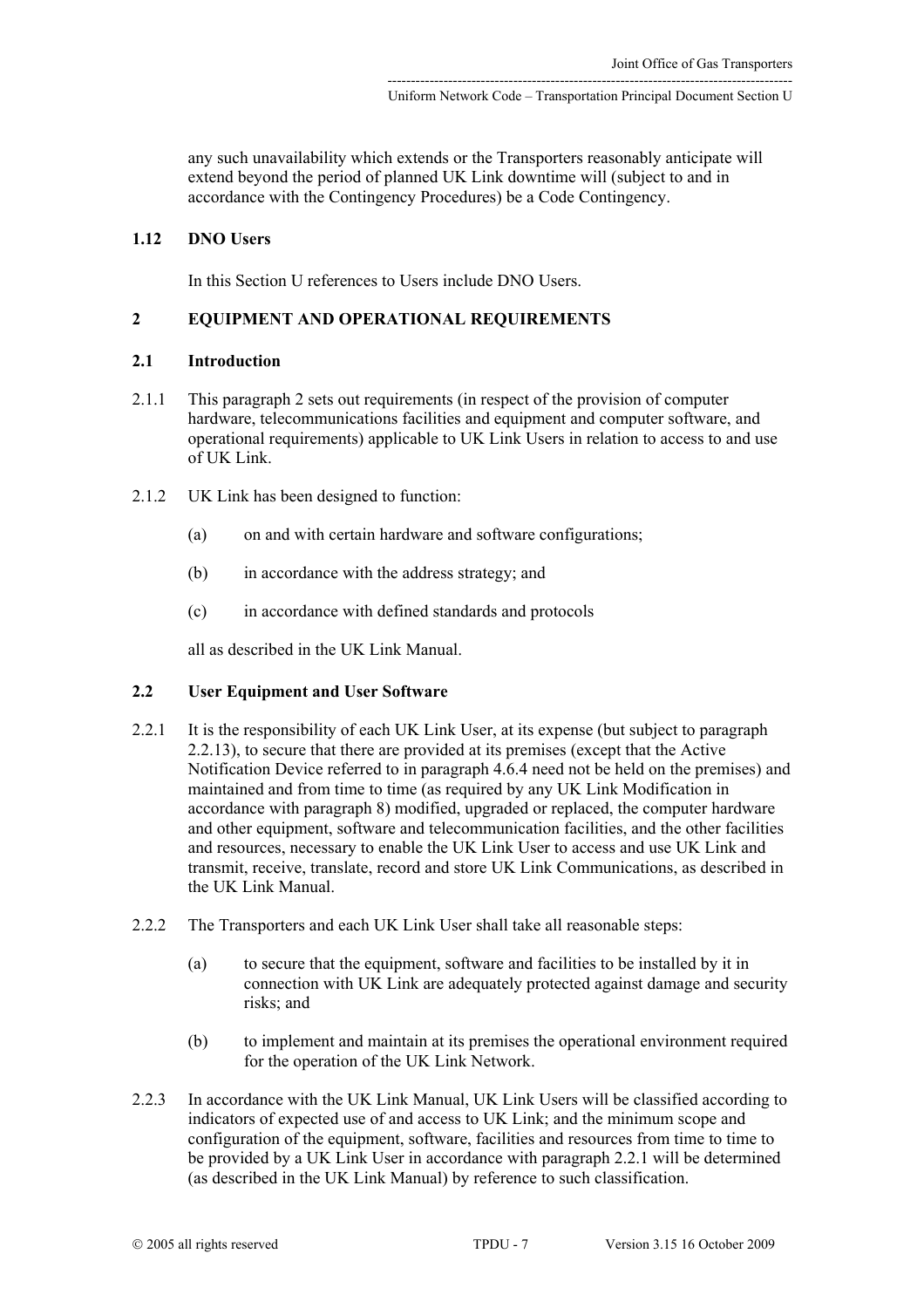any such unavailability which extends or the Transporters reasonably anticipate will extend beyond the period of planned UK Link downtime will (subject to and in accordance with the Contingency Procedures) be a Code Contingency.

### 1.12 DNO Users

In this Section U references to Users include DNO Users.

## 2 EQUIPMENT AND OPERATIONAL REQUIREMENTS

### 2.1 Introduction

2.1.1 This paragraph 2 sets out requirements (in respect of the provision of computer hardware, telecommunications facilities and equipment and computer software, and operational requirements) applicable to UK Link Users in relation to access to and use of UK Link.

2.1.2 UK Link has been designed to function:

(a) on and with certain hardware and software configurations;

(b) in accordance with the address strategy; and

(c) in accordance with defined standards and protocols

all as described in the UK Link Manual.

### 2.2 User Equipment and User Software

2.2.1 It is the responsibility of each UK Link User, at its expense (but subject to paragraph 2.2.13), to secure that there are provided at its premises (except that the Active Notification Device referred to in paragraph 4.6.4 need not be held on the premises) and maintained and from time to time (as required by any UK Link Modification in accordance with paragraph 8) modified, upgraded or replaced, the computer hardware and other equipment, software and telecommunication facilities, and the other facilities and resources, necessary to enable the UK Link User to access and use UK Link and transmit, receive, translate, record and store UK Link Communications, as described in the UK Link Manual.

2.2.2 The Transporters and each UK Link User shall take all reasonable steps:

(a) to secure that the equipment, software and facilities to be installed by it in connection with UK Link are adequately protected against damage and security risks; and

(b) to implement and maintain at its premises the operational environment required for the operation of the UK Link Network.

2.2.3 In accordance with the UK Link Manual, UK Link Users will be classified according to indicators of expected use of and access to UK Link; and the minimum scope and configuration of the equipment, software, facilities and resources from time to time to be provided by a UK Link User in accordance with paragraph 2.2.1 will be determined (as described in the UK Link Manual) by reference to such classification.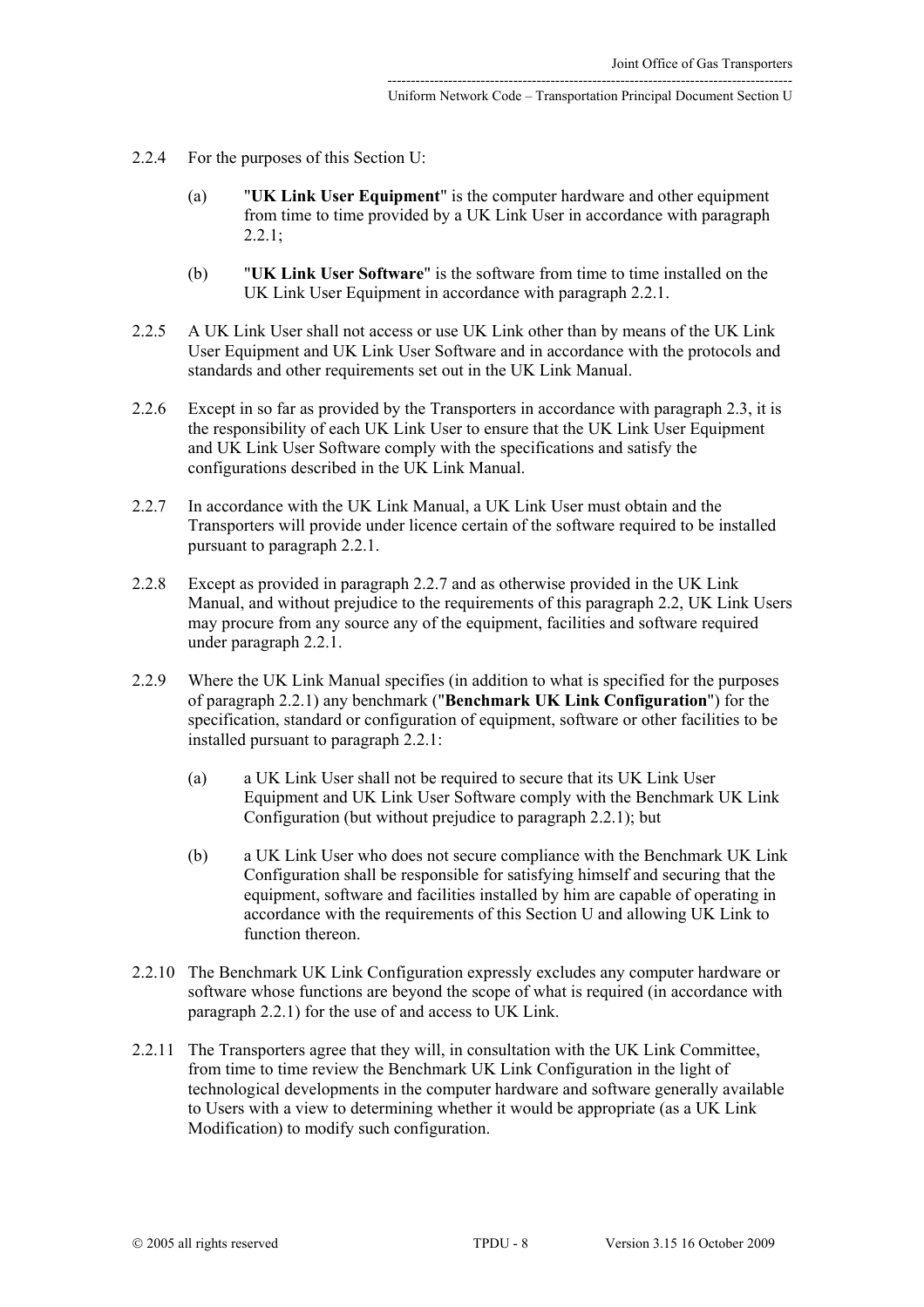2.2.4 For the purposes of this Section U:

(a) "**UK Link User Equipment**" is the computer hardware and other equipment from time to time provided by a UK Link User in accordance with paragraph 2.2.1;

(b) "**UK Link User Software**" is the software from time to time installed on the UK Link User Equipment in accordance with paragraph 2.2.1.

2.2.5 A UK Link User shall not access or use UK Link other than by means of the UK Link User Equipment and UK Link User Software and in accordance with the protocols and standards and other requirements set out in the UK Link Manual.

2.2.6 Except in so far as provided by the Transporters in accordance with paragraph 2.3, it is the responsibility of each UK Link User to ensure that the UK Link User Equipment and UK Link User Software comply with the specifications and satisfy the configurations described in the UK Link Manual.

2.2.7 In accordance with the UK Link Manual, a UK Link User must obtain and the Transporters will provide under licence certain of the software required to be installed pursuant to paragraph 2.2.1.

2.2.8 Except as provided in paragraph 2.2.7 and as otherwise provided in the UK Link Manual, and without prejudice to the requirements of this paragraph 2.2, UK Link Users may procure from any source any of the equipment, facilities and software required under paragraph 2.2.1.

2.2.9 Where the UK Link Manual specifies (in addition to what is specified for the purposes of paragraph 2.2.1) any benchmark ("**Benchmark UK Link Configuration**") for the specification, standard or configuration of equipment, software or other facilities to be installed pursuant to paragraph 2.2.1:

(a) a UK Link User shall not be required to secure that its UK Link User Equipment and UK Link User Software comply with the Benchmark UK Link Configuration (but without prejudice to paragraph 2.2.1); but

(b) a UK Link User who does not secure compliance with the Benchmark UK Link Configuration shall be responsible for satisfying himself and securing that the equipment, software and facilities installed by him are capable of operating in accordance with the requirements of this Section U and allowing UK Link to function thereon.

2.2.10 The Benchmark UK Link Configuration expressly excludes any computer hardware or software whose functions are beyond the scope of what is required (in accordance with paragraph 2.2.1) for the use of and access to UK Link.

2.2.11 The Transporters agree that they will, in consultation with the UK Link Committee, from time to time review the Benchmark UK Link Configuration in the light of technological developments in the computer hardware and software generally available to Users with a view to determining whether it would be appropriate (as a UK Link Modification) to modify such configuration.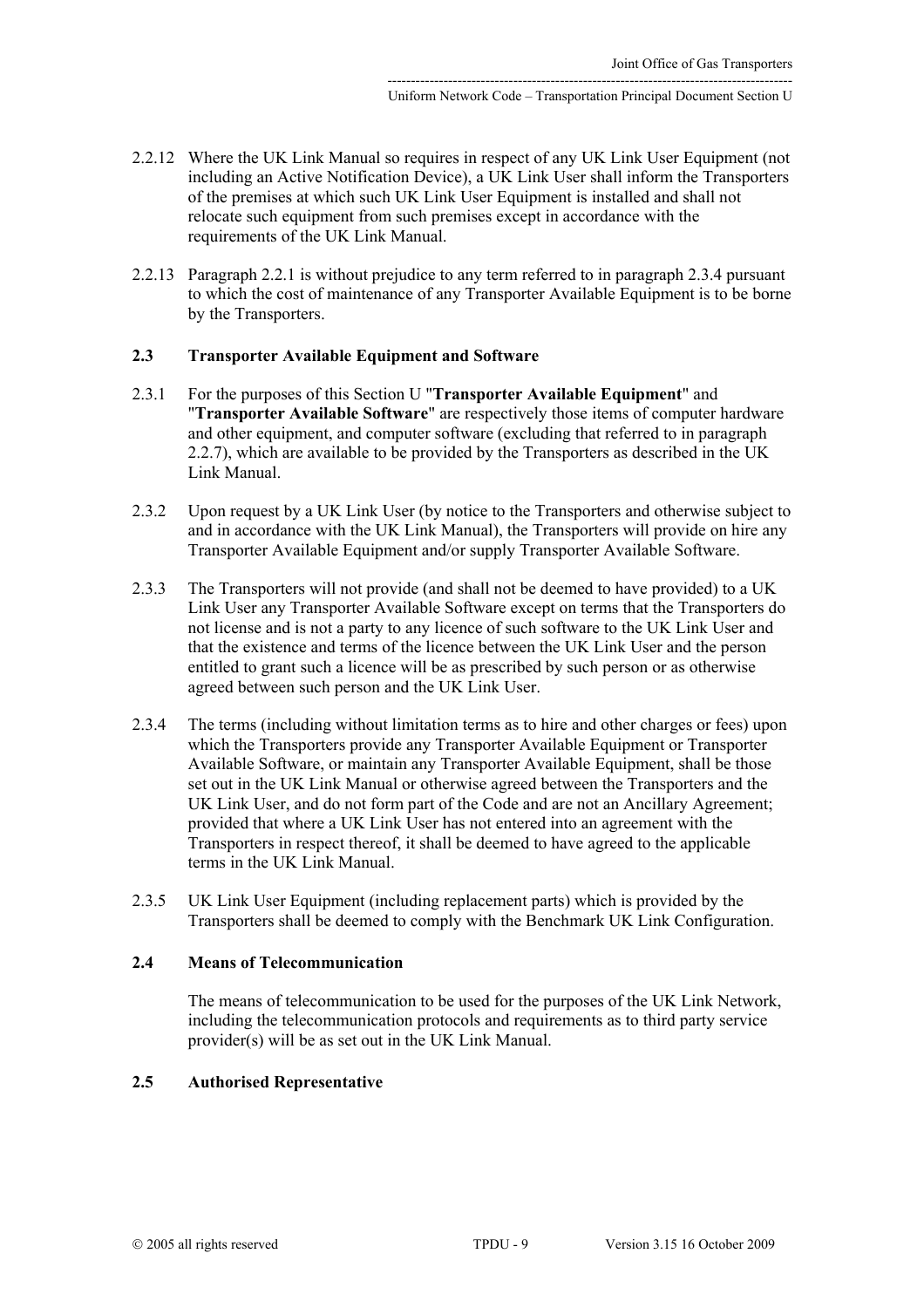2.2.12 Where the UK Link Manual so requires in respect of any UK Link User Equipment (not including an Active Notification Device), a UK Link User shall inform the Transporters of the premises at which such UK Link User Equipment is installed and shall not relocate such equipment from such premises except in accordance with the requirements of the UK Link Manual.

2.2.13 Paragraph 2.2.1 is without prejudice to any term referred to in paragraph 2.3.4 pursuant to which the cost of maintenance of any Transporter Available Equipment is to be borne by the Transporters.

### 2.3 Transporter Available Equipment and Software

2.3.1 For the purposes of this Section U "**Transporter Available Equipment**" and "**Transporter Available Software**" are respectively those items of computer hardware and other equipment, and computer software (excluding that referred to in paragraph 2.2.7), which are available to be provided by the Transporters as described in the UK Link Manual.

2.3.2 Upon request by a UK Link User (by notice to the Transporters and otherwise subject to and in accordance with the UK Link Manual), the Transporters will provide on hire any Transporter Available Equipment and/or supply Transporter Available Software.

2.3.3 The Transporters will not provide (and shall not be deemed to have provided) to a UK Link User any Transporter Available Software except on terms that the Transporters do not license and is not a party to any licence of such software to the UK Link User and that the existence and terms of the licence between the UK Link User and the person entitled to grant such a licence will be as prescribed by such person or as otherwise agreed between such person and the UK Link User.

2.3.4 The terms (including without limitation terms as to hire and other charges or fees) upon which the Transporters provide any Transporter Available Equipment or Transporter Available Software, or maintain any Transporter Available Equipment, shall be those set out in the UK Link Manual or otherwise agreed between the Transporters and the UK Link User, and do not form part of the Code and are not an Ancillary Agreement; provided that where a UK Link User has not entered into an agreement with the Transporters in respect thereof, it shall be deemed to have agreed to the applicable terms in the UK Link Manual.

2.3.5 UK Link User Equipment (including replacement parts) which is provided by the Transporters shall be deemed to comply with the Benchmark UK Link Configuration.

### 2.4 Means of Telecommunication

The means of telecommunication to be used for the purposes of the UK Link Network, including the telecommunication protocols and requirements as to third party service provider(s) will be as set out in the UK Link Manual.

### 2.5 Authorised Representative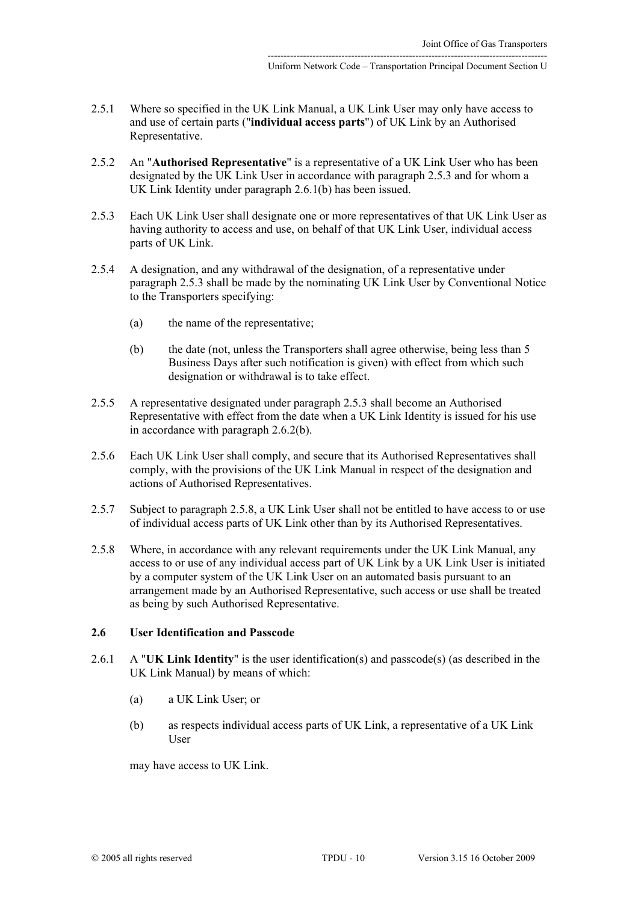2.5.1 Where so specified in the UK Link Manual, a UK Link User may only have access to and use of certain parts ("**individual access parts**") of UK Link by an Authorised Representative.

2.5.2 An "**Authorised Representative**" is a representative of a UK Link User who has been designated by the UK Link User in accordance with paragraph 2.5.3 and for whom a UK Link Identity under paragraph 2.6.1(b) has been issued.

2.5.3 Each UK Link User shall designate one or more representatives of that UK Link User as having authority to access and use, on behalf of that UK Link User, individual access parts of UK Link.

2.5.4 A designation, and any withdrawal of the designation, of a representative under paragraph 2.5.3 shall be made by the nominating UK Link User by Conventional Notice to the Transporters specifying:

(a) the name of the representative;

(b) the date (not, unless the Transporters shall agree otherwise, being less than 5 Business Days after such notification is given) with effect from which such designation or withdrawal is to take effect.

2.5.5 A representative designated under paragraph 2.5.3 shall become an Authorised Representative with effect from the date when a UK Link Identity is issued for his use in accordance with paragraph 2.6.2(b).

2.5.6 Each UK Link User shall comply, and secure that its Authorised Representatives shall comply, with the provisions of the UK Link Manual in respect of the designation and actions of Authorised Representatives.

2.5.7 Subject to paragraph 2.5.8, a UK Link User shall not be entitled to have access to or use of individual access parts of UK Link other than by its Authorised Representatives.

2.5.8 Where, in accordance with any relevant requirements under the UK Link Manual, any access to or use of any individual access part of UK Link by a UK Link User is initiated by a computer system of the UK Link User on an automated basis pursuant to an arrangement made by an Authorised Representative, such access or use shall be treated as being by such Authorised Representative.

### 2.6 User Identification and Passcode

2.6.1 A "**UK Link Identity**" is the user identification(s) and passcode(s) (as described in the UK Link Manual) by means of which:

(a) a UK Link User; or

(b) as respects individual access parts of UK Link, a representative of a UK Link User

may have access to UK Link.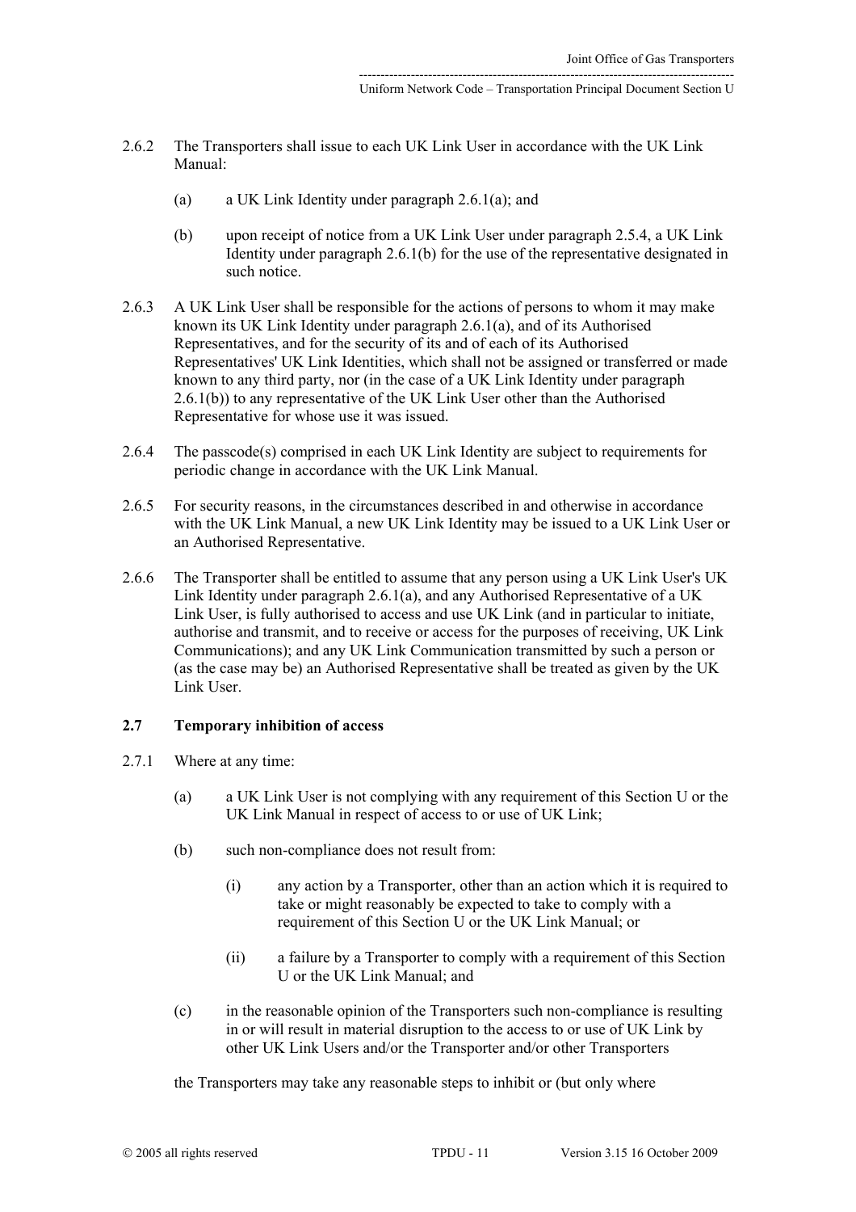2.6.2 The Transporters shall issue to each UK Link User in accordance with the UK Link Manual:

(a) a UK Link Identity under paragraph 2.6.1(a); and

(b) upon receipt of notice from a UK Link User under paragraph 2.5.4, a UK Link Identity under paragraph 2.6.1(b) for the use of the representative designated in such notice.

2.6.3 A UK Link User shall be responsible for the actions of persons to whom it may make known its UK Link Identity under paragraph 2.6.1(a), and of its Authorised Representatives, and for the security of its and of each of its Authorised Representatives' UK Link Identities, which shall not be assigned or transferred or made known to any third party, nor (in the case of a UK Link Identity under paragraph 2.6.1(b)) to any representative of the UK Link User other than the Authorised Representative for whose use it was issued.

2.6.4 The passcode(s) comprised in each UK Link Identity are subject to requirements for periodic change in accordance with the UK Link Manual.

2.6.5 For security reasons, in the circumstances described in and otherwise in accordance with the UK Link Manual, a new UK Link Identity may be issued to a UK Link User or an Authorised Representative.

2.6.6 The Transporter shall be entitled to assume that any person using a UK Link User's UK Link Identity under paragraph 2.6.1(a), and any Authorised Representative of a UK Link User, is fully authorised to access and use UK Link (and in particular to initiate, authorise and transmit, and to receive or access for the purposes of receiving, UK Link Communications); and any UK Link Communication transmitted by such a person or (as the case may be) an Authorised Representative shall be treated as given by the UK Link User.

### 2.7 Temporary inhibition of access

2.7.1 Where at any time:

(a) a UK Link User is not complying with any requirement of this Section U or the UK Link Manual in respect of access to or use of UK Link;

(b) such non-compliance does not result from:

(i) any action by a Transporter, other than an action which it is required to take or might reasonably be expected to take to comply with a requirement of this Section U or the UK Link Manual; or

(ii) a failure by a Transporter to comply with a requirement of this Section U or the UK Link Manual; and

(c) in the reasonable opinion of the Transporters such non-compliance is resulting in or will result in material disruption to the access to or use of UK Link by other UK Link Users and/or the Transporter and/or other Transporters

the Transporters may take any reasonable steps to inhibit or (but only where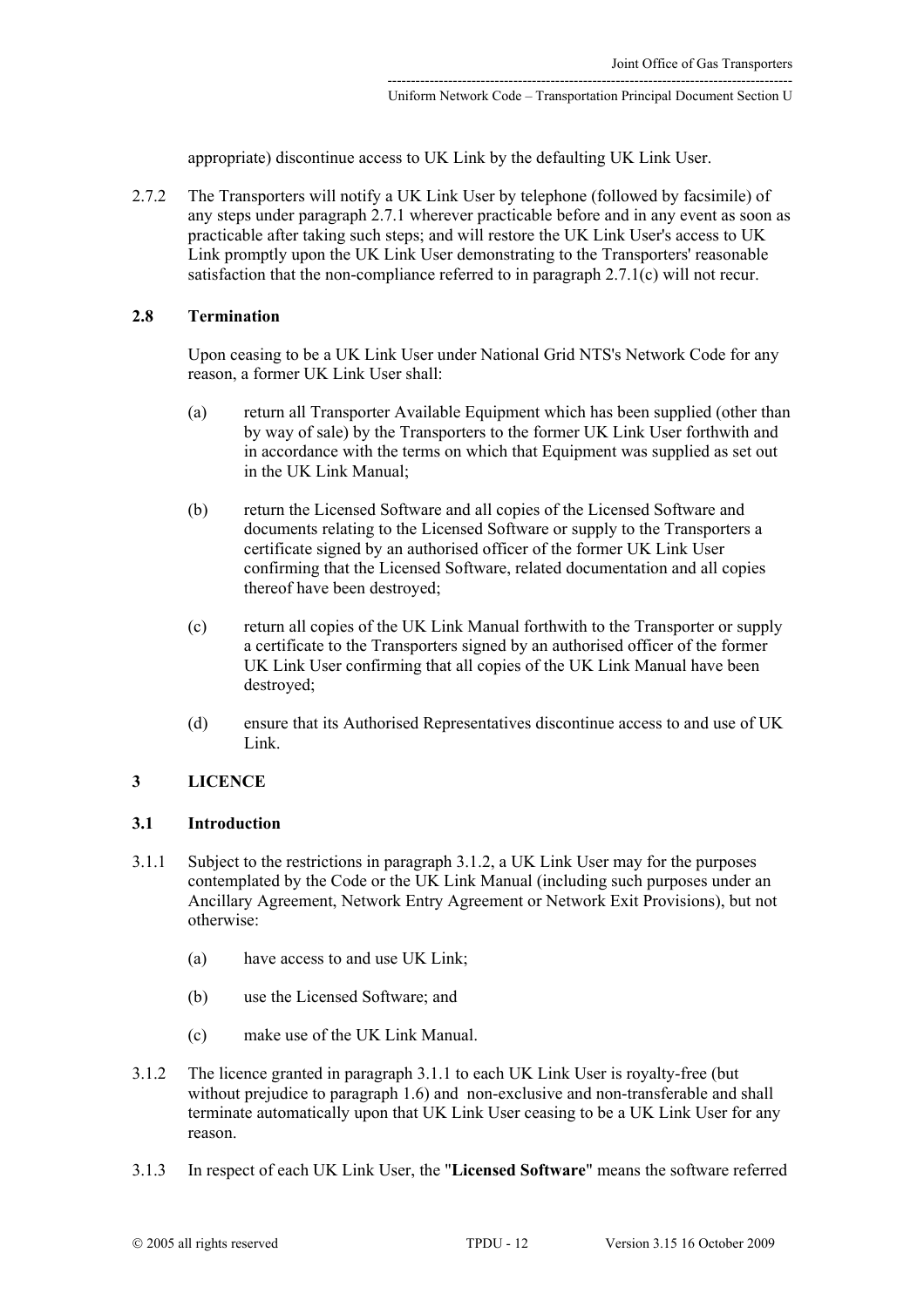appropriate) discontinue access to UK Link by the defaulting UK Link User.

2.7.2 The Transporters will notify a UK Link User by telephone (followed by facsimile) of any steps under paragraph 2.7.1 wherever practicable before and in any event as soon as practicable after taking such steps; and will restore the UK Link User's access to UK Link promptly upon the UK Link User demonstrating to the Transporters' reasonable satisfaction that the non-compliance referred to in paragraph 2.7.1(c) will not recur.

### 2.8 Termination

Upon ceasing to be a UK Link User under National Grid NTS's Network Code for any reason, a former UK Link User shall:

(a) return all Transporter Available Equipment which has been supplied (other than by way of sale) by the Transporters to the former UK Link User forthwith and in accordance with the terms on which that Equipment was supplied as set out in the UK Link Manual;

(b) return the Licensed Software and all copies of the Licensed Software and documents relating to the Licensed Software or supply to the Transporters a certificate signed by an authorised officer of the former UK Link User confirming that the Licensed Software, related documentation and all copies thereof have been destroyed;

(c) return all copies of the UK Link Manual forthwith to the Transporter or supply a certificate to the Transporters signed by an authorised officer of the former UK Link User confirming that all copies of the UK Link Manual have been destroyed;

(d) ensure that its Authorised Representatives discontinue access to and use of UK Link.

## 3 LICENCE

### 3.1 Introduction

3.1.1 Subject to the restrictions in paragraph 3.1.2, a UK Link User may for the purposes contemplated by the Code or the UK Link Manual (including such purposes under an Ancillary Agreement, Network Entry Agreement or Network Exit Provisions), but not otherwise:

(a) have access to and use UK Link;

(b) use the Licensed Software; and

(c) make use of the UK Link Manual.

3.1.2 The licence granted in paragraph 3.1.1 to each UK Link User is royalty-free (but without prejudice to paragraph 1.6) and non-exclusive and non-transferable and shall terminate automatically upon that UK Link User ceasing to be a UK Link User for any reason.

3.1.3 In respect of each UK Link User, the "**Licensed Software**" means the software referred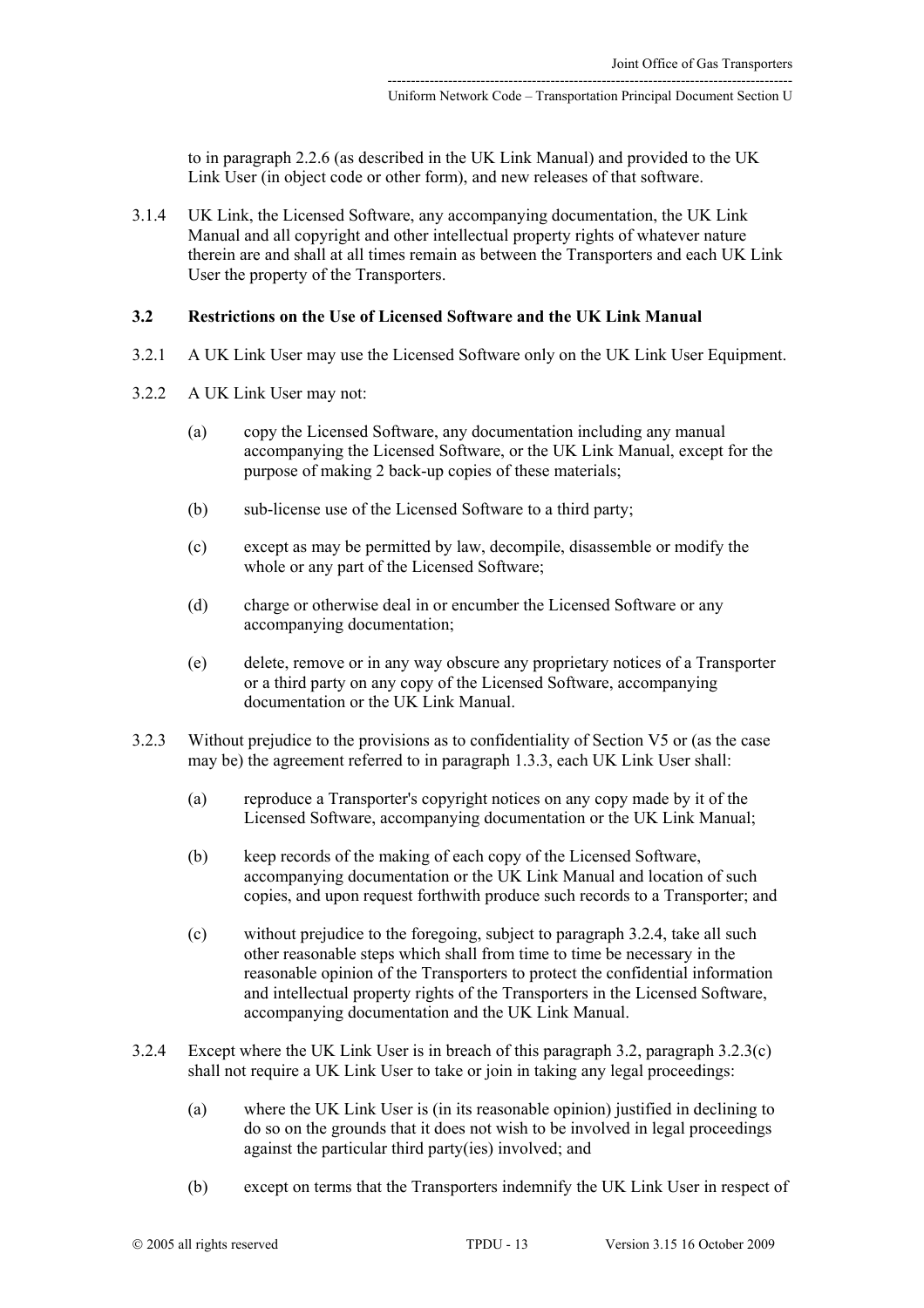to in paragraph 2.2.6 (as described in the UK Link Manual) and provided to the UK Link User (in object code or other form), and new releases of that software.

3.1.4 UK Link, the Licensed Software, any accompanying documentation, the UK Link Manual and all copyright and other intellectual property rights of whatever nature therein are and shall at all times remain as between the Transporters and each UK Link User the property of the Transporters.

### 3.2 Restrictions on the Use of Licensed Software and the UK Link Manual

3.2.1 A UK Link User may use the Licensed Software only on the UK Link User Equipment.

3.2.2 A UK Link User may not:

(a) copy the Licensed Software, any documentation including any manual accompanying the Licensed Software, or the UK Link Manual, except for the purpose of making 2 back-up copies of these materials;

(b) sub-license use of the Licensed Software to a third party;

(c) except as may be permitted by law, decompile, disassemble or modify the whole or any part of the Licensed Software;

(d) charge or otherwise deal in or encumber the Licensed Software or any accompanying documentation;

(e) delete, remove or in any way obscure any proprietary notices of a Transporter or a third party on any copy of the Licensed Software, accompanying documentation or the UK Link Manual.

3.2.3 Without prejudice to the provisions as to confidentiality of Section V5 or (as the case may be) the agreement referred to in paragraph 1.3.3, each UK Link User shall:

(a) reproduce a Transporter's copyright notices on any copy made by it of the Licensed Software, accompanying documentation or the UK Link Manual;

(b) keep records of the making of each copy of the Licensed Software, accompanying documentation or the UK Link Manual and location of such copies, and upon request forthwith produce such records to a Transporter; and

(c) without prejudice to the foregoing, subject to paragraph 3.2.4, take all such other reasonable steps which shall from time to time be necessary in the reasonable opinion of the Transporters to protect the confidential information and intellectual property rights of the Transporters in the Licensed Software, accompanying documentation and the UK Link Manual.

3.2.4 Except where the UK Link User is in breach of this paragraph 3.2, paragraph 3.2.3(c) shall not require a UK Link User to take or join in taking any legal proceedings:

(a) where the UK Link User is (in its reasonable opinion) justified in declining to do so on the grounds that it does not wish to be involved in legal proceedings against the particular third party(ies) involved; and

(b) except on terms that the Transporters indemnify the UK Link User in respect of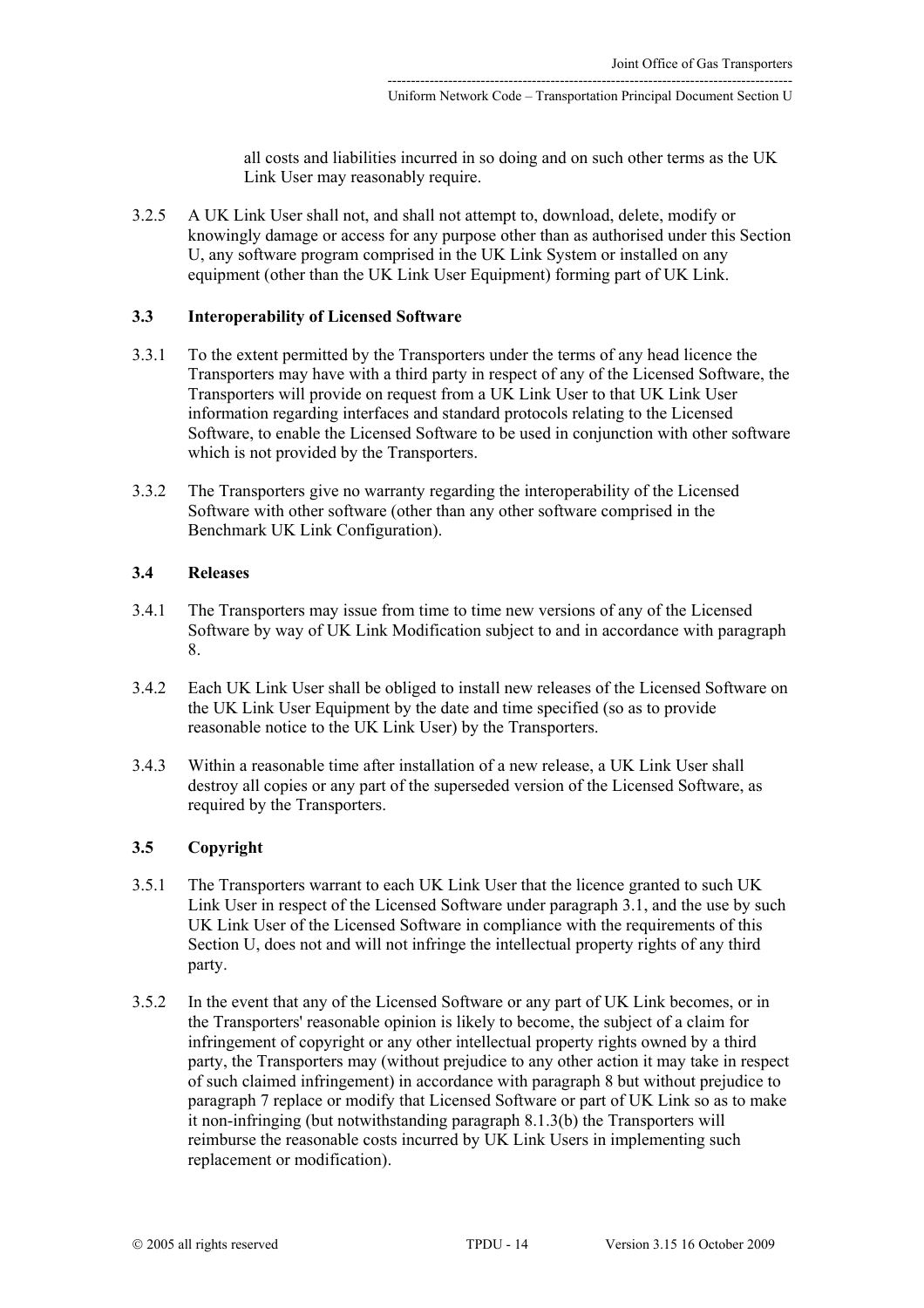all costs and liabilities incurred in so doing and on such other terms as the UK Link User may reasonably require.

3.2.5 A UK Link User shall not, and shall not attempt to, download, delete, modify or knowingly damage or access for any purpose other than as authorised under this Section U, any software program comprised in the UK Link System or installed on any equipment (other than the UK Link User Equipment) forming part of UK Link.

### 3.3 Interoperability of Licensed Software

3.3.1 To the extent permitted by the Transporters under the terms of any head licence the Transporters may have with a third party in respect of any of the Licensed Software, the Transporters will provide on request from a UK Link User to that UK Link User information regarding interfaces and standard protocols relating to the Licensed Software, to enable the Licensed Software to be used in conjunction with other software which is not provided by the Transporters.

3.3.2 The Transporters give no warranty regarding the interoperability of the Licensed Software with other software (other than any other software comprised in the Benchmark UK Link Configuration).

### 3.4 Releases

3.4.1 The Transporters may issue from time to time new versions of any of the Licensed Software by way of UK Link Modification subject to and in accordance with paragraph 8.

3.4.2 Each UK Link User shall be obliged to install new releases of the Licensed Software on the UK Link User Equipment by the date and time specified (so as to provide reasonable notice to the UK Link User) by the Transporters.

3.4.3 Within a reasonable time after installation of a new release, a UK Link User shall destroy all copies or any part of the superseded version of the Licensed Software, as required by the Transporters.

### 3.5 Copyright

3.5.1 The Transporters warrant to each UK Link User that the licence granted to such UK Link User in respect of the Licensed Software under paragraph 3.1, and the use by such UK Link User of the Licensed Software in compliance with the requirements of this Section U, does not and will not infringe the intellectual property rights of any third party.

3.5.2 In the event that any of the Licensed Software or any part of UK Link becomes, or in the Transporters' reasonable opinion is likely to become, the subject of a claim for infringement of copyright or any other intellectual property rights owned by a third party, the Transporters may (without prejudice to any other action it may take in respect of such claimed infringement) in accordance with paragraph 8 but without prejudice to paragraph 7 replace or modify that Licensed Software or part of UK Link so as to make it non-infringing (but notwithstanding paragraph 8.1.3(b) the Transporters will reimburse the reasonable costs incurred by UK Link Users in implementing such replacement or modification).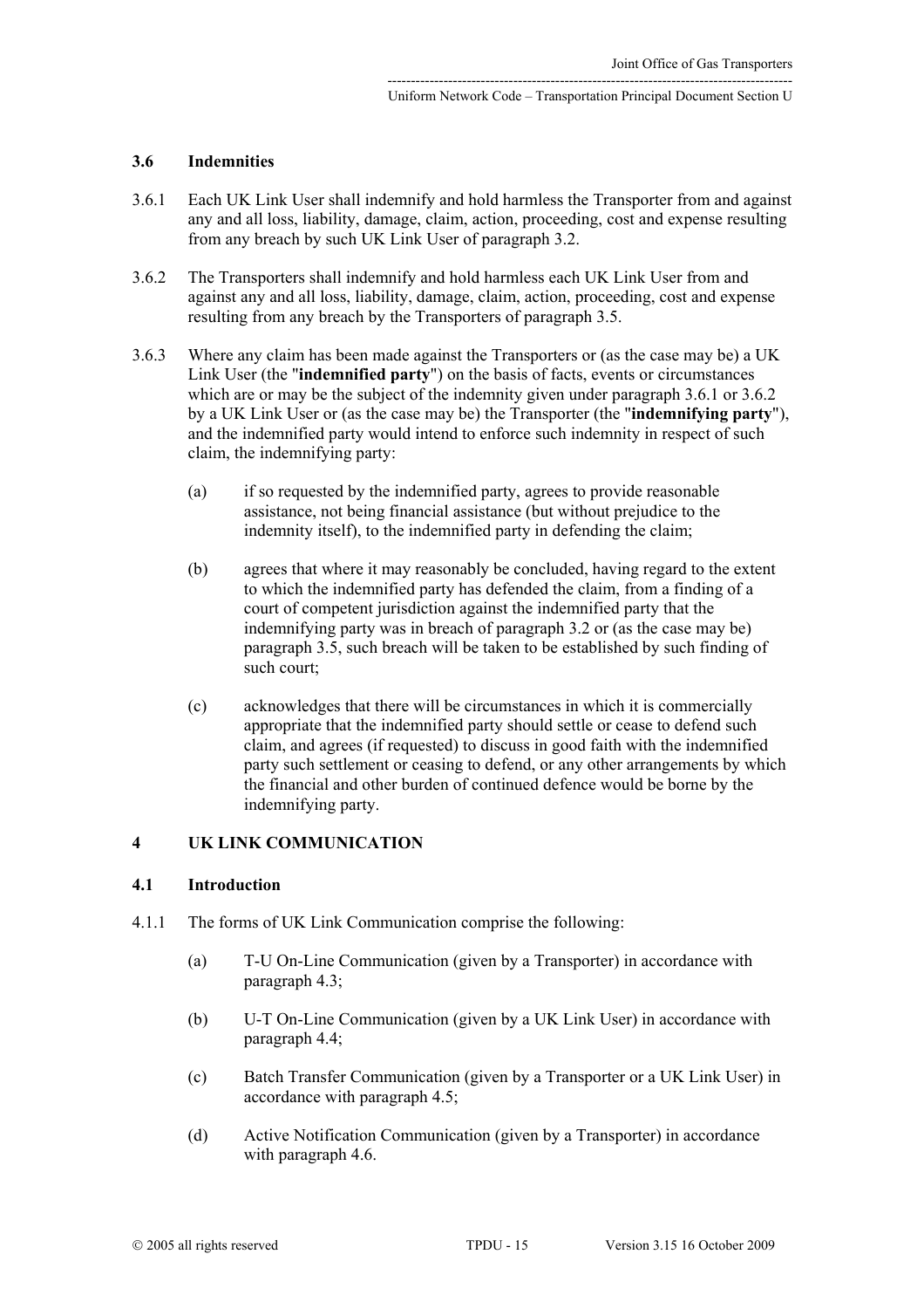### 3.6 Indemnities

3.6.1 Each UK Link User shall indemnify and hold harmless the Transporter from and against any and all loss, liability, damage, claim, action, proceeding, cost and expense resulting from any breach by such UK Link User of paragraph 3.2.

3.6.2 The Transporters shall indemnify and hold harmless each UK Link User from and against any and all loss, liability, damage, claim, action, proceeding, cost and expense resulting from any breach by the Transporters of paragraph 3.5.

3.6.3 Where any claim has been made against the Transporters or (as the case may be) a UK Link User (the "**indemnified party**") on the basis of facts, events or circumstances which are or may be the subject of the indemnity given under paragraph 3.6.1 or 3.6.2 by a UK Link User or (as the case may be) the Transporter (the "**indemnifying party**"), and the indemnified party would intend to enforce such indemnity in respect of such claim, the indemnifying party:

(a) if so requested by the indemnified party, agrees to provide reasonable assistance, not being financial assistance (but without prejudice to the indemnity itself), to the indemnified party in defending the claim;

(b) agrees that where it may reasonably be concluded, having regard to the extent to which the indemnified party has defended the claim, from a finding of a court of competent jurisdiction against the indemnified party that the indemnifying party was in breach of paragraph 3.2 or (as the case may be) paragraph 3.5, such breach will be taken to be established by such finding of such court;

(c) acknowledges that there will be circumstances in which it is commercially appropriate that the indemnified party should settle or cease to defend such claim, and agrees (if requested) to discuss in good faith with the indemnified party such settlement or ceasing to defend, or any other arrangements by which the financial and other burden of continued defence would be borne by the indemnifying party.

## 4 UK LINK COMMUNICATION

### 4.1 Introduction

4.1.1 The forms of UK Link Communication comprise the following:

(a) T-U On-Line Communication (given by a Transporter) in accordance with paragraph 4.3;

(b) U-T On-Line Communication (given by a UK Link User) in accordance with paragraph 4.4;

(c) Batch Transfer Communication (given by a Transporter or a UK Link User) in accordance with paragraph 4.5;

(d) Active Notification Communication (given by a Transporter) in accordance with paragraph 4.6.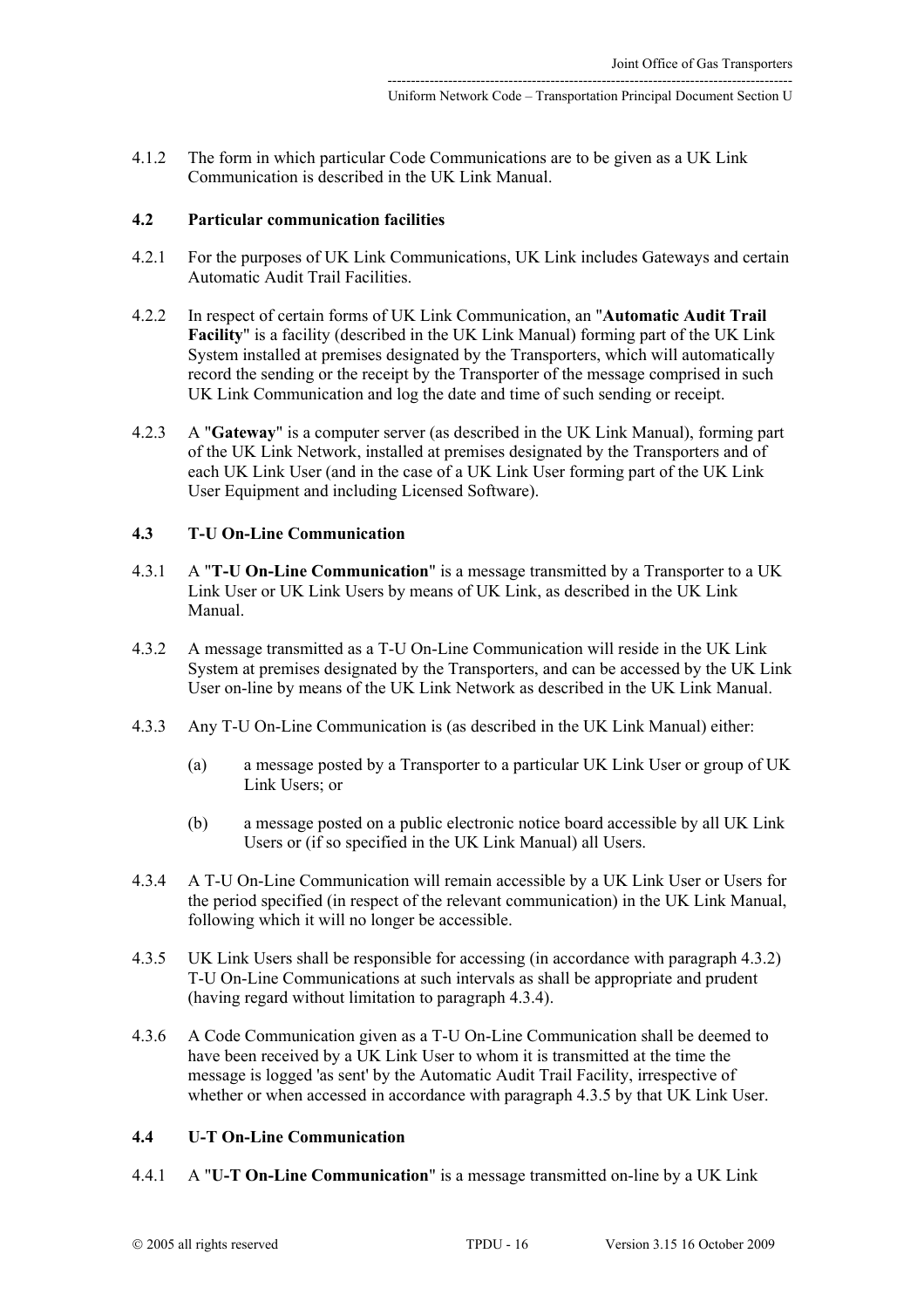4.1.2 The form in which particular Code Communications are to be given as a UK Link Communication is described in the UK Link Manual.

### 4.2 Particular communication facilities

4.2.1 For the purposes of UK Link Communications, UK Link includes Gateways and certain Automatic Audit Trail Facilities.

4.2.2 In respect of certain forms of UK Link Communication, an "**Automatic Audit Trail Facility**" is a facility (described in the UK Link Manual) forming part of the UK Link System installed at premises designated by the Transporters, which will automatically record the sending or the receipt by the Transporter of the message comprised in such UK Link Communication and log the date and time of such sending or receipt.

4.2.3 A "**Gateway**" is a computer server (as described in the UK Link Manual), forming part of the UK Link Network, installed at premises designated by the Transporters and of each UK Link User (and in the case of a UK Link User forming part of the UK Link User Equipment and including Licensed Software).

### 4.3 T-U On-Line Communication

4.3.1 A "**T-U On-Line Communication**" is a message transmitted by a Transporter to a UK Link User or UK Link Users by means of UK Link, as described in the UK Link Manual.

4.3.2 A message transmitted as a T-U On-Line Communication will reside in the UK Link System at premises designated by the Transporters, and can be accessed by the UK Link User on-line by means of the UK Link Network as described in the UK Link Manual.

4.3.3 Any T-U On-Line Communication is (as described in the UK Link Manual) either:

(a) a message posted by a Transporter to a particular UK Link User or group of UK Link Users; or

(b) a message posted on a public electronic notice board accessible by all UK Link Users or (if so specified in the UK Link Manual) all Users.

4.3.4 A T-U On-Line Communication will remain accessible by a UK Link User or Users for the period specified (in respect of the relevant communication) in the UK Link Manual, following which it will no longer be accessible.

4.3.5 UK Link Users shall be responsible for accessing (in accordance with paragraph 4.3.2) T-U On-Line Communications at such intervals as shall be appropriate and prudent (having regard without limitation to paragraph 4.3.4).

4.3.6 A Code Communication given as a T-U On-Line Communication shall be deemed to have been received by a UK Link User to whom it is transmitted at the time the message is logged 'as sent' by the Automatic Audit Trail Facility, irrespective of whether or when accessed in accordance with paragraph 4.3.5 by that UK Link User.

### 4.4 U-T On-Line Communication

4.4.1 A "**U-T On-Line Communication**" is a message transmitted on-line by a UK Link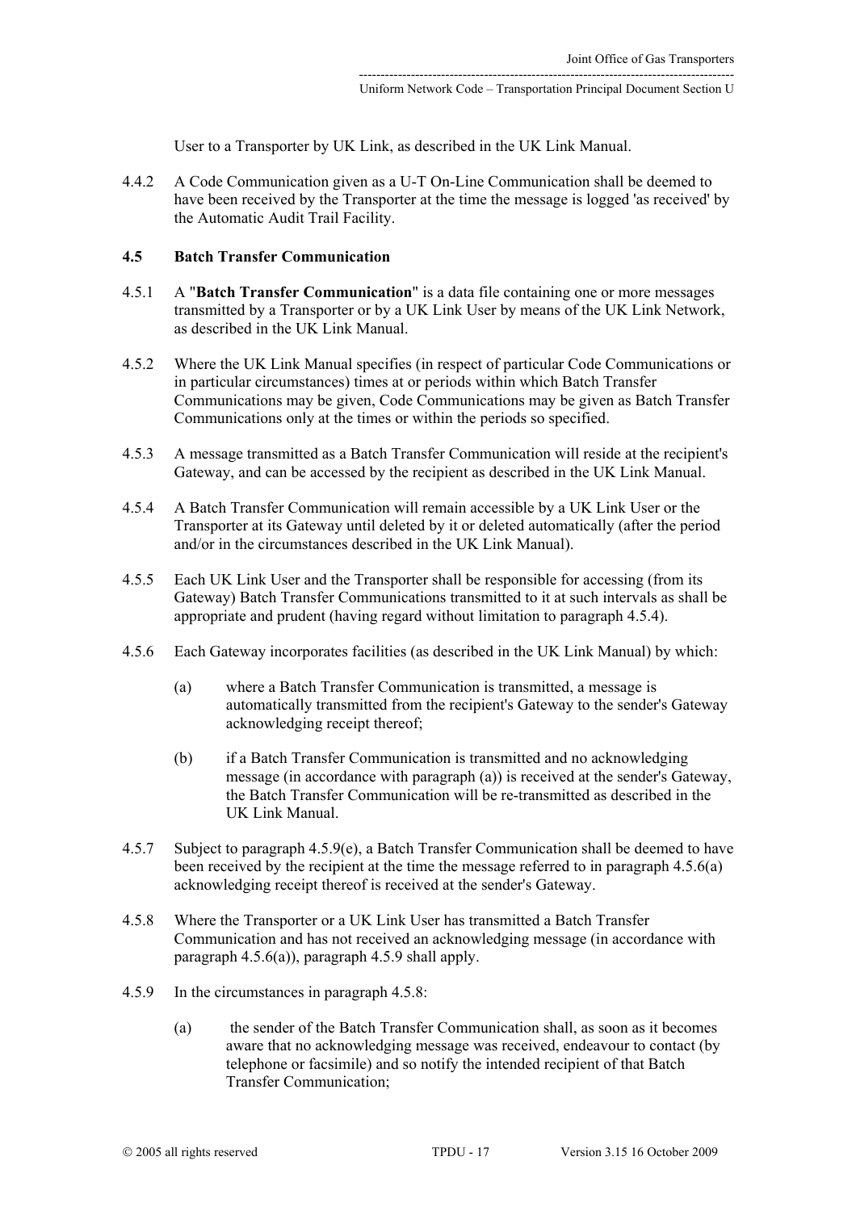User to a Transporter by UK Link, as described in the UK Link Manual.

4.4.2 A Code Communication given as a U-T On-Line Communication shall be deemed to have been received by the Transporter at the time the message is logged 'as received' by the Automatic Audit Trail Facility.

### 4.5 Batch Transfer Communication

4.5.1 A "**Batch Transfer Communication**" is a data file containing one or more messages transmitted by a Transporter or by a UK Link User by means of the UK Link Network, as described in the UK Link Manual.

4.5.2 Where the UK Link Manual specifies (in respect of particular Code Communications or in particular circumstances) times at or periods within which Batch Transfer Communications may be given, Code Communications may be given as Batch Transfer Communications only at the times or within the periods so specified.

4.5.3 A message transmitted as a Batch Transfer Communication will reside at the recipient's Gateway, and can be accessed by the recipient as described in the UK Link Manual.

4.5.4 A Batch Transfer Communication will remain accessible by a UK Link User or the Transporter at its Gateway until deleted by it or deleted automatically (after the period and/or in the circumstances described in the UK Link Manual).

4.5.5 Each UK Link User and the Transporter shall be responsible for accessing (from its Gateway) Batch Transfer Communications transmitted to it at such intervals as shall be appropriate and prudent (having regard without limitation to paragraph 4.5.4).

4.5.6 Each Gateway incorporates facilities (as described in the UK Link Manual) by which:

(a) where a Batch Transfer Communication is transmitted, a message is automatically transmitted from the recipient's Gateway to the sender's Gateway acknowledging receipt thereof;

(b) if a Batch Transfer Communication is transmitted and no acknowledging message (in accordance with paragraph (a)) is received at the sender's Gateway, the Batch Transfer Communication will be re-transmitted as described in the UK Link Manual.

4.5.7 Subject to paragraph 4.5.9(e), a Batch Transfer Communication shall be deemed to have been received by the recipient at the time the message referred to in paragraph 4.5.6(a) acknowledging receipt thereof is received at the sender's Gateway.

4.5.8 Where the Transporter or a UK Link User has transmitted a Batch Transfer Communication and has not received an acknowledging message (in accordance with paragraph 4.5.6(a)), paragraph 4.5.9 shall apply.

4.5.9 In the circumstances in paragraph 4.5.8:

(a) the sender of the Batch Transfer Communication shall, as soon as it becomes aware that no acknowledging message was received, endeavour to contact (by telephone or facsimile) and so notify the intended recipient of that Batch Transfer Communication;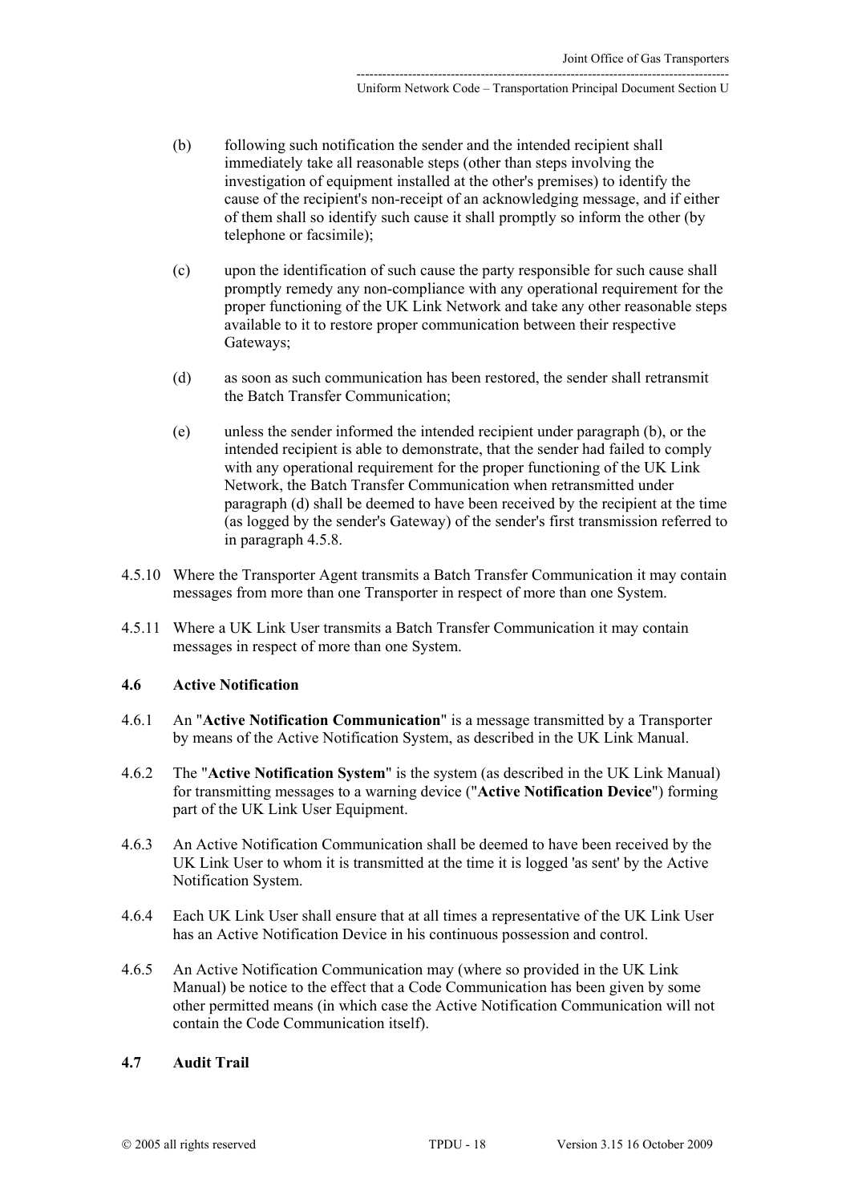(b) following such notification the sender and the intended recipient shall immediately take all reasonable steps (other than steps involving the investigation of equipment installed at the other's premises) to identify the cause of the recipient's non-receipt of an acknowledging message, and if either of them shall so identify such cause it shall promptly so inform the other (by telephone or facsimile);

(c) upon the identification of such cause the party responsible for such cause shall promptly remedy any non-compliance with any operational requirement for the proper functioning of the UK Link Network and take any other reasonable steps available to it to restore proper communication between their respective Gateways;

(d) as soon as such communication has been restored, the sender shall retransmit the Batch Transfer Communication;

(e) unless the sender informed the intended recipient under paragraph (b), or the intended recipient is able to demonstrate, that the sender had failed to comply with any operational requirement for the proper functioning of the UK Link Network, the Batch Transfer Communication when retransmitted under paragraph (d) shall be deemed to have been received by the recipient at the time (as logged by the sender's Gateway) of the sender's first transmission referred to in paragraph 4.5.8.

4.5.10 Where the Transporter Agent transmits a Batch Transfer Communication it may contain messages from more than one Transporter in respect of more than one System.

4.5.11 Where a UK Link User transmits a Batch Transfer Communication it may contain messages in respect of more than one System.

### 4.6 Active Notification

4.6.1 An "**Active Notification Communication**" is a message transmitted by a Transporter by means of the Active Notification System, as described in the UK Link Manual.

4.6.2 The "**Active Notification System**" is the system (as described in the UK Link Manual) for transmitting messages to a warning device ("**Active Notification Device**") forming part of the UK Link User Equipment.

4.6.3 An Active Notification Communication shall be deemed to have been received by the UK Link User to whom it is transmitted at the time it is logged 'as sent' by the Active Notification System.

4.6.4 Each UK Link User shall ensure that at all times a representative of the UK Link User has an Active Notification Device in his continuous possession and control.

4.6.5 An Active Notification Communication may (where so provided in the UK Link Manual) be notice to the effect that a Code Communication has been given by some other permitted means (in which case the Active Notification Communication will not contain the Code Communication itself).

### 4.7 Audit Trail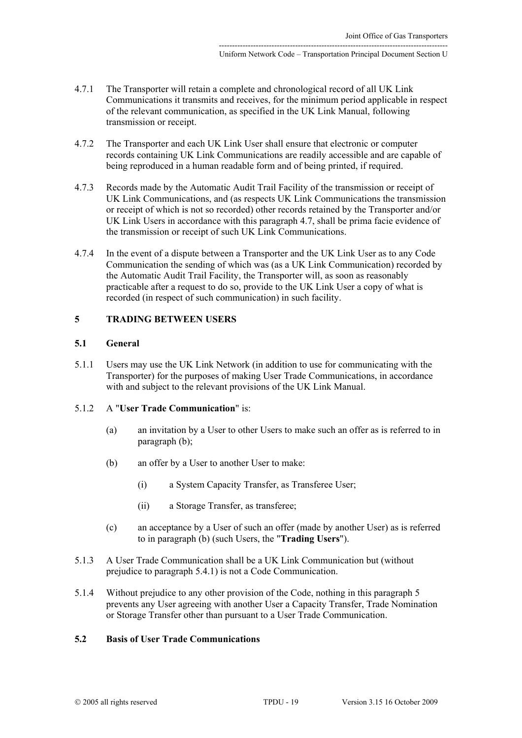4.7.1 The Transporter will retain a complete and chronological record of all UK Link Communications it transmits and receives, for the minimum period applicable in respect of the relevant communication, as specified in the UK Link Manual, following transmission or receipt.

4.7.2 The Transporter and each UK Link User shall ensure that electronic or computer records containing UK Link Communications are readily accessible and are capable of being reproduced in a human readable form and of being printed, if required.

4.7.3 Records made by the Automatic Audit Trail Facility of the transmission or receipt of UK Link Communications, and (as respects UK Link Communications the transmission or receipt of which is not so recorded) other records retained by the Transporter and/or UK Link Users in accordance with this paragraph 4.7, shall be prima facie evidence of the transmission or receipt of such UK Link Communications.

4.7.4 In the event of a dispute between a Transporter and the UK Link User as to any Code Communication the sending of which was (as a UK Link Communication) recorded by the Automatic Audit Trail Facility, the Transporter will, as soon as reasonably practicable after a request to do so, provide to the UK Link User a copy of what is recorded (in respect of such communication) in such facility.

## 5 TRADING BETWEEN USERS

### 5.1 General

5.1.1 Users may use the UK Link Network (in addition to use for communicating with the Transporter) for the purposes of making User Trade Communications, in accordance with and subject to the relevant provisions of the UK Link Manual.

5.1.2 A "**User Trade Communication**" is:

(a) an invitation by a User to other Users to make such an offer as is referred to in paragraph (b);

(b) an offer by a User to another User to make:

(i) a System Capacity Transfer, as Transferee User;

(ii) a Storage Transfer, as transferee;

(c) an acceptance by a User of such an offer (made by another User) as is referred to in paragraph (b) (such Users, the "**Trading Users**").

5.1.3 A User Trade Communication shall be a UK Link Communication but (without prejudice to paragraph 5.4.1) is not a Code Communication.

5.1.4 Without prejudice to any other provision of the Code, nothing in this paragraph 5 prevents any User agreeing with another User a Capacity Transfer, Trade Nomination or Storage Transfer other than pursuant to a User Trade Communication.

### 5.2 Basis of User Trade Communications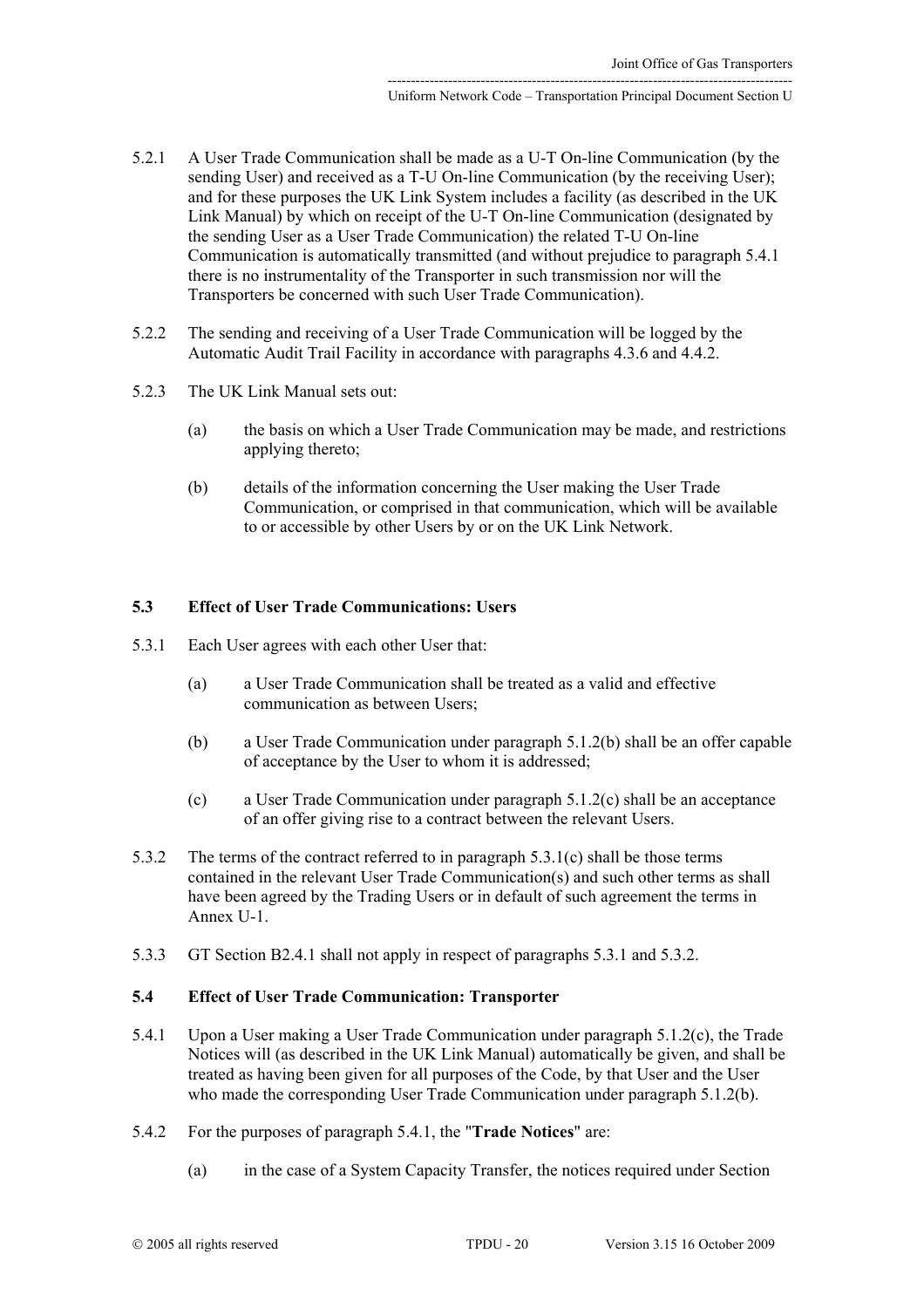5.2.1 A User Trade Communication shall be made as a U-T On-line Communication (by the sending User) and received as a T-U On-line Communication (by the receiving User); and for these purposes the UK Link System includes a facility (as described in the UK Link Manual) by which on receipt of the U-T On-line Communication (designated by the sending User as a User Trade Communication) the related T-U On-line Communication is automatically transmitted (and without prejudice to paragraph 5.4.1 there is no instrumentality of the Transporter in such transmission nor will the Transporters be concerned with such User Trade Communication).

5.2.2 The sending and receiving of a User Trade Communication will be logged by the Automatic Audit Trail Facility in accordance with paragraphs 4.3.6 and 4.4.2.

5.2.3 The UK Link Manual sets out:

(a) the basis on which a User Trade Communication may be made, and restrictions applying thereto;

(b) details of the information concerning the User making the User Trade Communication, or comprised in that communication, which will be available to or accessible by other Users by or on the UK Link Network.

### 5.3 Effect of User Trade Communications: Users

5.3.1 Each User agrees with each other User that:

(a) a User Trade Communication shall be treated as a valid and effective communication as between Users;

(b) a User Trade Communication under paragraph 5.1.2(b) shall be an offer capable of acceptance by the User to whom it is addressed;

(c) a User Trade Communication under paragraph 5.1.2(c) shall be an acceptance of an offer giving rise to a contract between the relevant Users.

5.3.2 The terms of the contract referred to in paragraph 5.3.1(c) shall be those terms contained in the relevant User Trade Communication(s) and such other terms as shall have been agreed by the Trading Users or in default of such agreement the terms in Annex U-1.

5.3.3 GT Section B2.4.1 shall not apply in respect of paragraphs 5.3.1 and 5.3.2.

### 5.4 Effect of User Trade Communication: Transporter

5.4.1 Upon a User making a User Trade Communication under paragraph 5.1.2(c), the Trade Notices will (as described in the UK Link Manual) automatically be given, and shall be treated as having been given for all purposes of the Code, by that User and the User who made the corresponding User Trade Communication under paragraph 5.1.2(b).

5.4.2 For the purposes of paragraph 5.4.1, the "**Trade Notices**" are:

(a) in the case of a System Capacity Transfer, the notices required under Section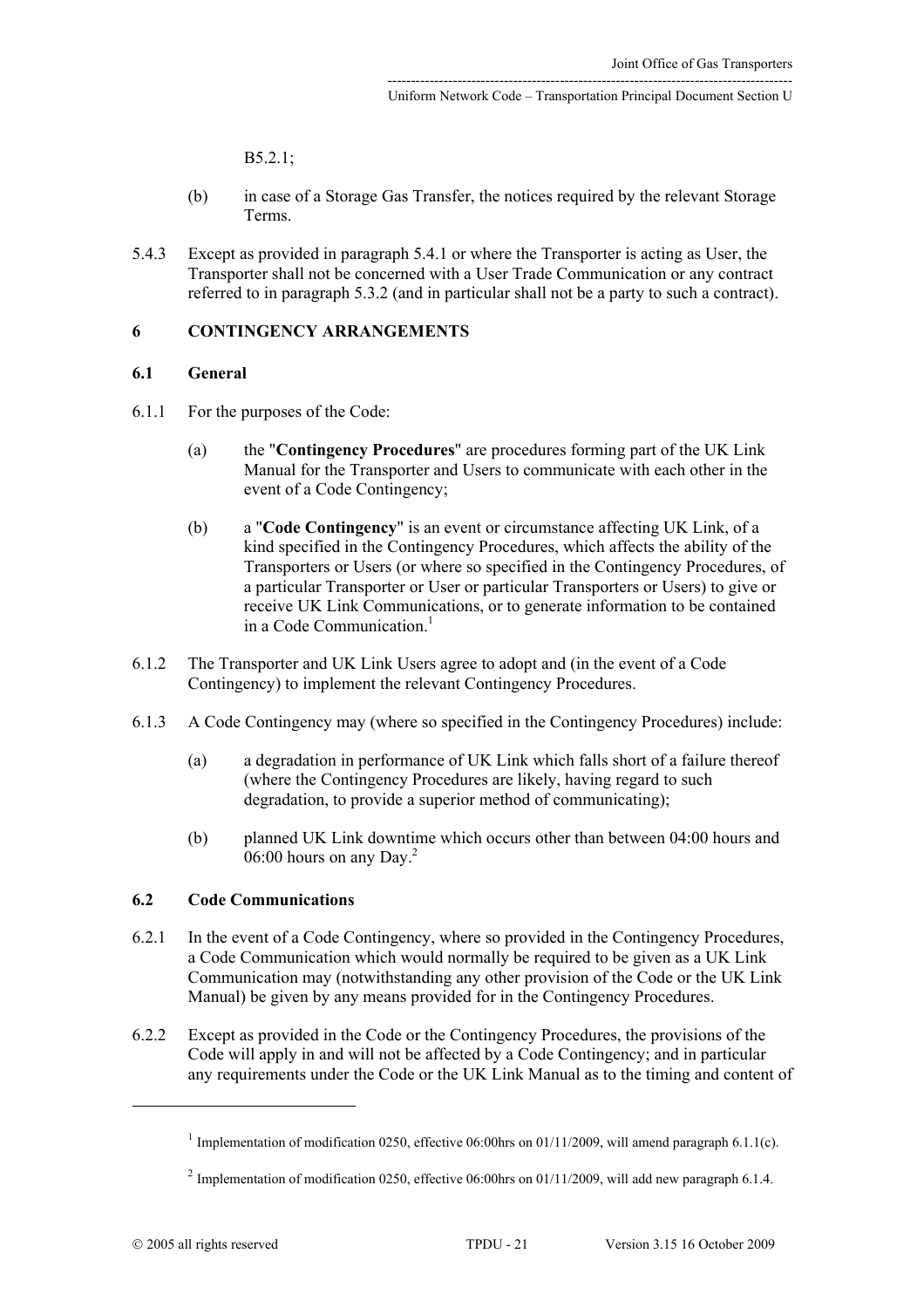B5.2.1;

(b) in case of a Storage Gas Transfer, the notices required by the relevant Storage Terms.

5.4.3 Except as provided in paragraph 5.4.1 or where the Transporter is acting as User, the Transporter shall not be concerned with a User Trade Communication or any contract referred to in paragraph 5.3.2 (and in particular shall not be a party to such a contract).

## 6 CONTINGENCY ARRANGEMENTS

### 6.1 General

6.1.1 For the purposes of the Code:

(a) the "**Contingency Procedures**" are procedures forming part of the UK Link Manual for the Transporter and Users to communicate with each other in the event of a Code Contingency;

(b) a "**Code Contingency**" is an event or circumstance affecting UK Link, of a kind specified in the Contingency Procedures, which affects the ability of the Transporters or Users (or where so specified in the Contingency Procedures, of a particular Transporter or User or particular Transporters or Users) to give or receive UK Link Communications, or to generate information to be contained in a Code Communication.[1]

6.1.2 The Transporter and UK Link Users agree to adopt and (in the event of a Code Contingency) to implement the relevant Contingency Procedures.

6.1.3 A Code Contingency may (where so specified in the Contingency Procedures) include:

(a) a degradation in performance of UK Link which falls short of a failure thereof (where the Contingency Procedures are likely, having regard to such degradation, to provide a superior method of communicating);

(b) planned UK Link downtime which occurs other than between 04:00 hours and 06:00 hours on any Day.[2]

### 6.2 Code Communications

6.2.1 In the event of a Code Contingency, where so provided in the Contingency Procedures, a Code Communication which would normally be required to be given as a UK Link Communication may (notwithstanding any other provision of the Code or the UK Link Manual) be given by any means provided for in the Contingency Procedures.

6.2.2 Except as provided in the Code or the Contingency Procedures, the provisions of the Code will apply in and will not be affected by a Code Contingency; and in particular any requirements under the Code or the UK Link Manual as to the timing and content of

---

[1] Implementation of modification 0250, effective 06:00hrs on 01/11/2009, will amend paragraph 6.1.1(c).

[2] Implementation of modification 0250, effective 06:00hrs on 01/11/2009, will add new paragraph 6.1.4.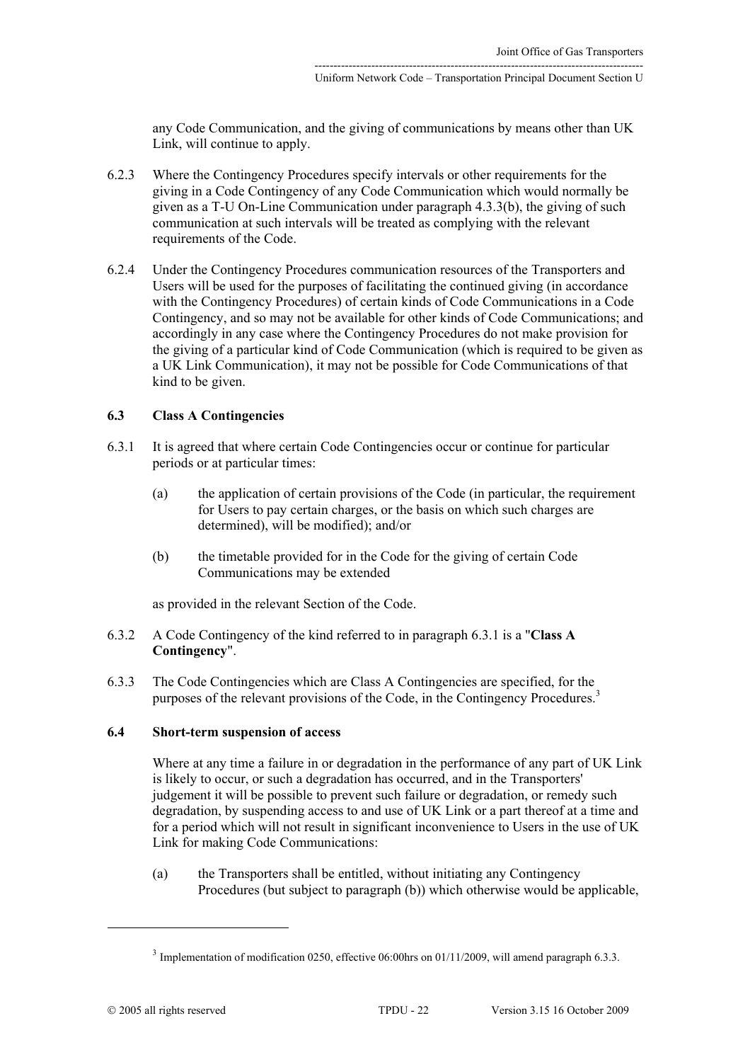any Code Communication, and the giving of communications by means other than UK Link, will continue to apply.

6.2.3 Where the Contingency Procedures specify intervals or other requirements for the giving in a Code Contingency of any Code Communication which would normally be given as a T-U On-Line Communication under paragraph 4.3.3(b), the giving of such communication at such intervals will be treated as complying with the relevant requirements of the Code.

6.2.4 Under the Contingency Procedures communication resources of the Transporters and Users will be used for the purposes of facilitating the continued giving (in accordance with the Contingency Procedures) of certain kinds of Code Communications in a Code Contingency, and so may not be available for other kinds of Code Communications; and accordingly in any case where the Contingency Procedures do not make provision for the giving of a particular kind of Code Communication (which is required to be given as a UK Link Communication), it may not be possible for Code Communications of that kind to be given.

### 6.3 Class A Contingencies

6.3.1 It is agreed that where certain Code Contingencies occur or continue for particular periods or at particular times:

(a) the application of certain provisions of the Code (in particular, the requirement for Users to pay certain charges, or the basis on which such charges are determined), will be modified); and/or

(b) the timetable provided for in the Code for the giving of certain Code Communications may be extended

as provided in the relevant Section of the Code.

6.3.2 A Code Contingency of the kind referred to in paragraph 6.3.1 is a "**Class A Contingency**".

6.3.3 The Code Contingencies which are Class A Contingencies are specified, for the purposes of the relevant provisions of the Code, in the Contingency Procedures.[3]

### 6.4 Short-term suspension of access

Where at any time a failure in or degradation in the performance of any part of UK Link is likely to occur, or such a degradation has occurred, and in the Transporters' judgement it will be possible to prevent such failure or degradation, or remedy such degradation, by suspending access to and use of UK Link or a part thereof at a time and for a period which will not result in significant inconvenience to Users in the use of UK Link for making Code Communications:

(a) the Transporters shall be entitled, without initiating any Contingency Procedures (but subject to paragraph (b)) which otherwise would be applicable,

[3] Implementation of modification 0250, effective 06:00hrs on 01/11/2009, will amend paragraph 6.3.3.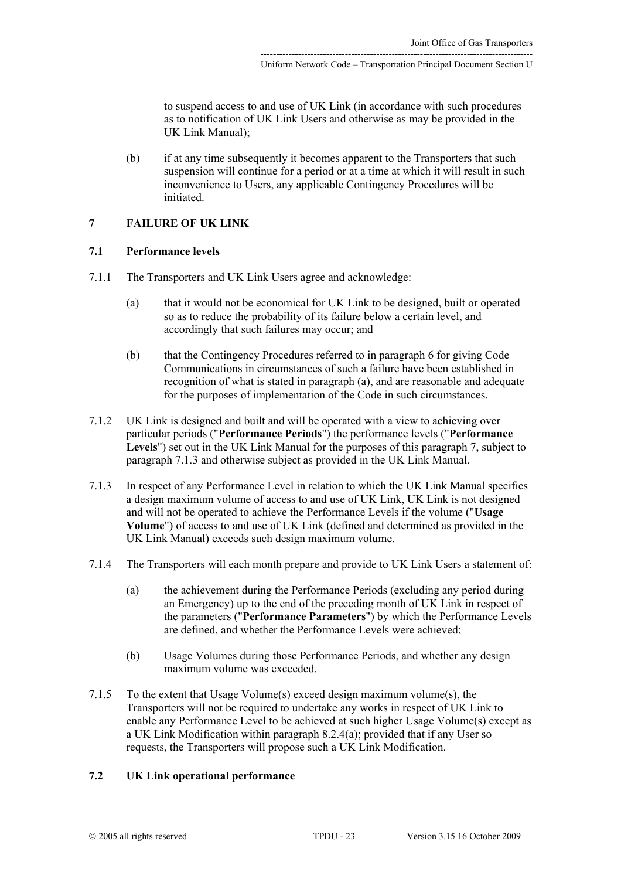to suspend access to and use of UK Link (in accordance with such procedures as to notification of UK Link Users and otherwise as may be provided in the UK Link Manual);

(b) if at any time subsequently it becomes apparent to the Transporters that such suspension will continue for a period or at a time at which it will result in such inconvenience to Users, any applicable Contingency Procedures will be initiated.

## 7 FAILURE OF UK LINK

### 7.1 Performance levels

7.1.1 The Transporters and UK Link Users agree and acknowledge:

(a) that it would not be economical for UK Link to be designed, built or operated so as to reduce the probability of its failure below a certain level, and accordingly that such failures may occur; and

(b) that the Contingency Procedures referred to in paragraph 6 for giving Code Communications in circumstances of such a failure have been established in recognition of what is stated in paragraph (a), and are reasonable and adequate for the purposes of implementation of the Code in such circumstances.

7.1.2 UK Link is designed and built and will be operated with a view to achieving over particular periods ("**Performance Periods**") the performance levels ("**Performance Levels**") set out in the UK Link Manual for the purposes of this paragraph 7, subject to paragraph 7.1.3 and otherwise subject as provided in the UK Link Manual.

7.1.3 In respect of any Performance Level in relation to which the UK Link Manual specifies a design maximum volume of access to and use of UK Link, UK Link is not designed and will not be operated to achieve the Performance Levels if the volume ("**Usage Volume**") of access to and use of UK Link (defined and determined as provided in the UK Link Manual) exceeds such design maximum volume.

7.1.4 The Transporters will each month prepare and provide to UK Link Users a statement of:

(a) the achievement during the Performance Periods (excluding any period during an Emergency) up to the end of the preceding month of UK Link in respect of the parameters ("**Performance Parameters**") by which the Performance Levels are defined, and whether the Performance Levels were achieved;

(b) Usage Volumes during those Performance Periods, and whether any design maximum volume was exceeded.

7.1.5 To the extent that Usage Volume(s) exceed design maximum volume(s), the Transporters will not be required to undertake any works in respect of UK Link to enable any Performance Level to be achieved at such higher Usage Volume(s) except as a UK Link Modification within paragraph 8.2.4(a); provided that if any User so requests, the Transporters will propose such a UK Link Modification.

### 7.2 UK Link operational performance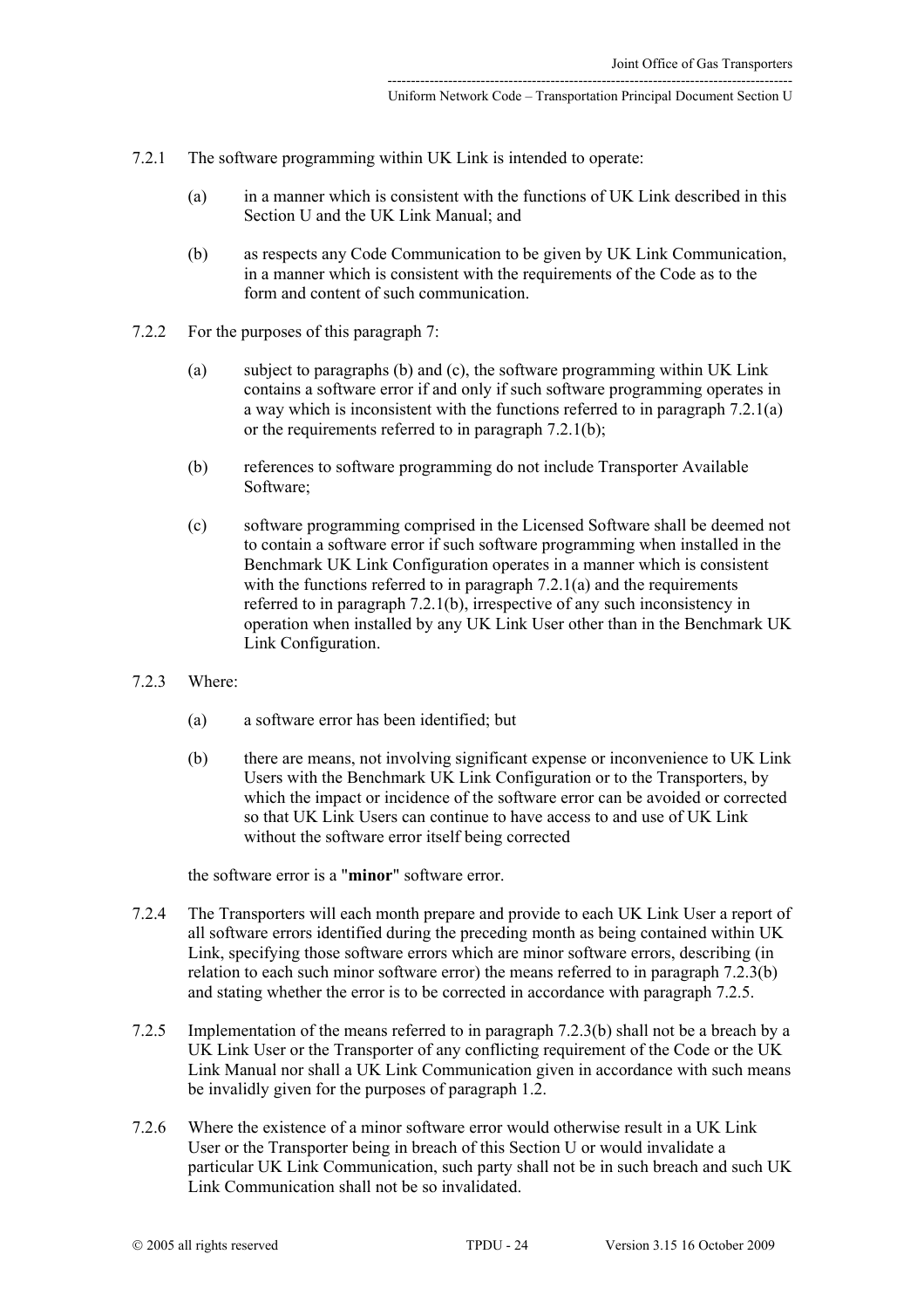7.2.1 The software programming within UK Link is intended to operate:

(a) in a manner which is consistent with the functions of UK Link described in this Section U and the UK Link Manual; and

(b) as respects any Code Communication to be given by UK Link Communication, in a manner which is consistent with the requirements of the Code as to the form and content of such communication.

7.2.2 For the purposes of this paragraph 7:

(a) subject to paragraphs (b) and (c), the software programming within UK Link contains a software error if and only if such software programming operates in a way which is inconsistent with the functions referred to in paragraph 7.2.1(a) or the requirements referred to in paragraph 7.2.1(b);

(b) references to software programming do not include Transporter Available Software;

(c) software programming comprised in the Licensed Software shall be deemed not to contain a software error if such software programming when installed in the Benchmark UK Link Configuration operates in a manner which is consistent with the functions referred to in paragraph 7.2.1(a) and the requirements referred to in paragraph 7.2.1(b), irrespective of any such inconsistency in operation when installed by any UK Link User other than in the Benchmark UK Link Configuration.

7.2.3 Where:

(a) a software error has been identified; but

(b) there are means, not involving significant expense or inconvenience to UK Link Users with the Benchmark UK Link Configuration or to the Transporters, by which the impact or incidence of the software error can be avoided or corrected so that UK Link Users can continue to have access to and use of UK Link without the software error itself being corrected

the software error is a "**minor**" software error.

7.2.4 The Transporters will each month prepare and provide to each UK Link User a report of all software errors identified during the preceding month as being contained within UK Link, specifying those software errors which are minor software errors, describing (in relation to each such minor software error) the means referred to in paragraph 7.2.3(b) and stating whether the error is to be corrected in accordance with paragraph 7.2.5.

7.2.5 Implementation of the means referred to in paragraph 7.2.3(b) shall not be a breach by a UK Link User or the Transporter of any conflicting requirement of the Code or the UK Link Manual nor shall a UK Link Communication given in accordance with such means be invalidly given for the purposes of paragraph 1.2.

7.2.6 Where the existence of a minor software error would otherwise result in a UK Link User or the Transporter being in breach of this Section U or would invalidate a particular UK Link Communication, such party shall not be in such breach and such UK Link Communication shall not be so invalidated.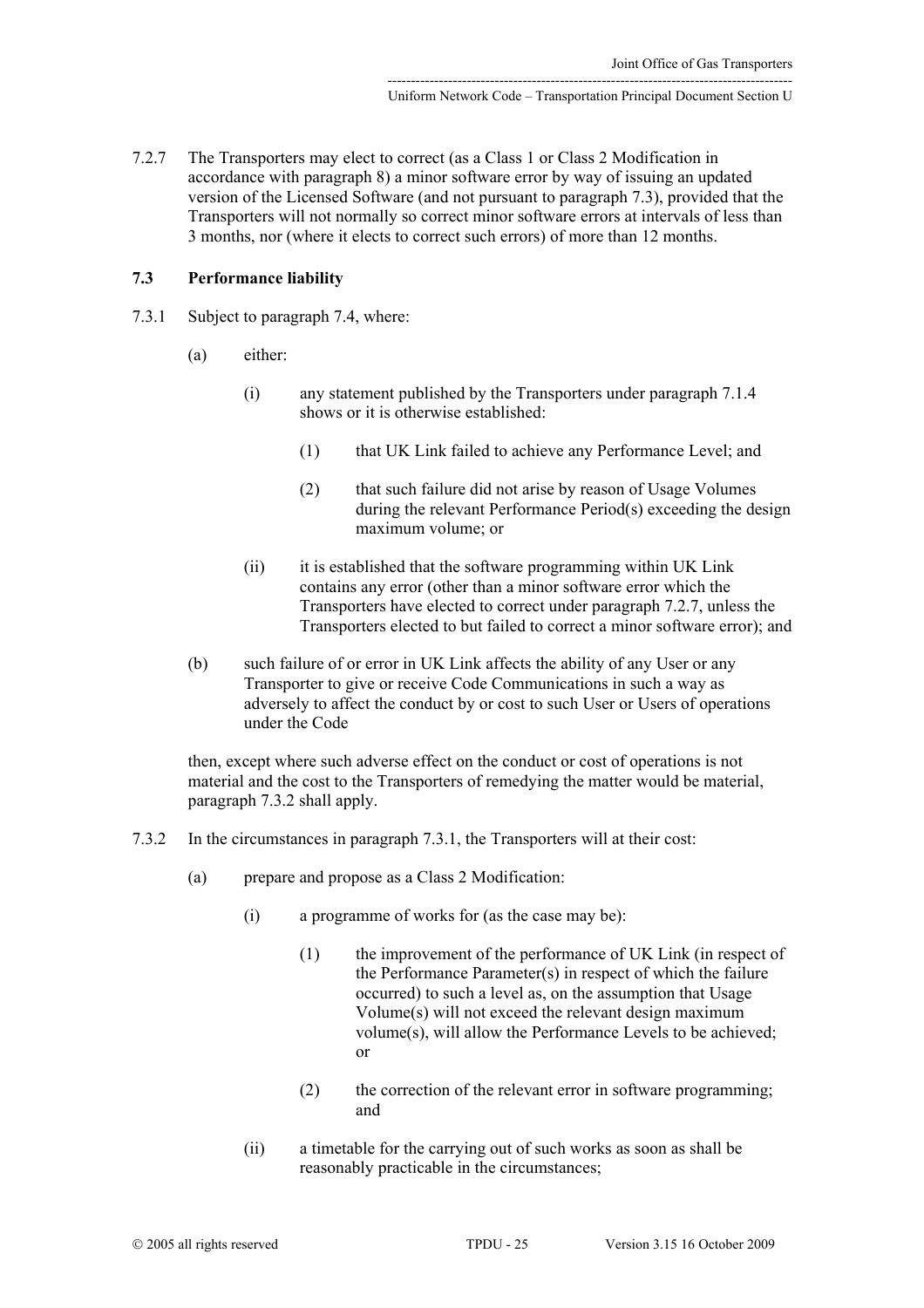7.2.7 The Transporters may elect to correct (as a Class 1 or Class 2 Modification in accordance with paragraph 8) a minor software error by way of issuing an updated version of the Licensed Software (and not pursuant to paragraph 7.3), provided that the Transporters will not normally so correct minor software errors at intervals of less than 3 months, nor (where it elects to correct such errors) of more than 12 months.

### 7.3 Performance liability

7.3.1 Subject to paragraph 7.4, where:

(a) either:

(i) any statement published by the Transporters under paragraph 7.1.4 shows or it is otherwise established:

(1) that UK Link failed to achieve any Performance Level; and

(2) that such failure did not arise by reason of Usage Volumes during the relevant Performance Period(s) exceeding the design maximum volume; or

(ii) it is established that the software programming within UK Link contains any error (other than a minor software error which the Transporters have elected to correct under paragraph 7.2.7, unless the Transporters elected to but failed to correct a minor software error); and

(b) such failure of or error in UK Link affects the ability of any User or any Transporter to give or receive Code Communications in such a way as adversely to affect the conduct by or cost to such User or Users of operations under the Code

then, except where such adverse effect on the conduct or cost of operations is not material and the cost to the Transporters of remedying the matter would be material, paragraph 7.3.2 shall apply.

7.3.2 In the circumstances in paragraph 7.3.1, the Transporters will at their cost:

(a) prepare and propose as a Class 2 Modification:

(i) a programme of works for (as the case may be):

(1) the improvement of the performance of UK Link (in respect of the Performance Parameter(s) in respect of which the failure occurred) to such a level as, on the assumption that Usage Volume(s) will not exceed the relevant design maximum volume(s), will allow the Performance Levels to be achieved; or

(2) the correction of the relevant error in software programming; and

(ii) a timetable for the carrying out of such works as soon as shall be reasonably practicable in the circumstances;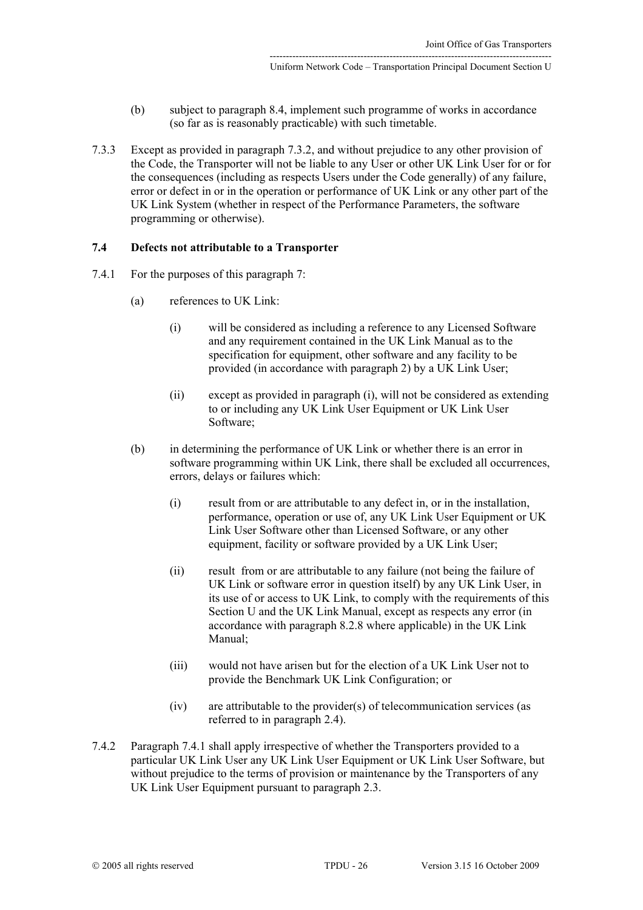(b) subject to paragraph 8.4, implement such programme of works in accordance (so far as is reasonably practicable) with such timetable.

7.3.3 Except as provided in paragraph 7.3.2, and without prejudice to any other provision of the Code, the Transporter will not be liable to any User or other UK Link User for or for the consequences (including as respects Users under the Code generally) of any failure, error or defect in or in the operation or performance of UK Link or any other part of the UK Link System (whether in respect of the Performance Parameters, the software programming or otherwise).

**7.4 Defects not attributable to a Transporter**

7.4.1 For the purposes of this paragraph 7:

(a) references to UK Link:

(i) will be considered as including a reference to any Licensed Software and any requirement contained in the UK Link Manual as to the specification for equipment, other software and any facility to be provided (in accordance with paragraph 2) by a UK Link User;

(ii) except as provided in paragraph (i), will not be considered as extending to or including any UK Link User Equipment or UK Link User Software;

(b) in determining the performance of UK Link or whether there is an error in software programming within UK Link, there shall be excluded all occurrences, errors, delays or failures which:

(i) result from or are attributable to any defect in, or in the installation, performance, operation or use of, any UK Link User Equipment or UK Link User Software other than Licensed Software, or any other equipment, facility or software provided by a UK Link User;

(ii) result from or are attributable to any failure (not being the failure of UK Link or software error in question itself) by any UK Link User, in its use of or access to UK Link, to comply with the requirements of this Section U and the UK Link Manual, except as respects any error (in accordance with paragraph 8.2.8 where applicable) in the UK Link Manual;

(iii) would not have arisen but for the election of a UK Link User not to provide the Benchmark UK Link Configuration; or

(iv) are attributable to the provider(s) of telecommunication services (as referred to in paragraph 2.4).

7.4.2 Paragraph 7.4.1 shall apply irrespective of whether the Transporters provided to a particular UK Link User any UK Link User Equipment or UK Link User Software, but without prejudice to the terms of provision or maintenance by the Transporters of any UK Link User Equipment pursuant to paragraph 2.3.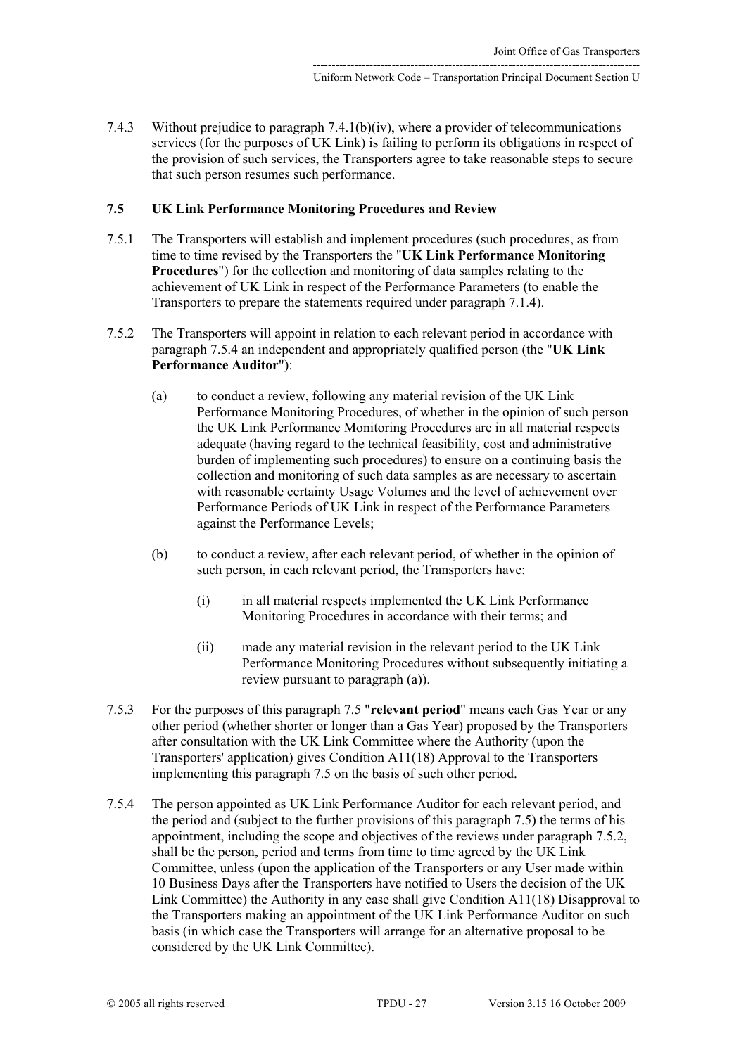7.4.3 Without prejudice to paragraph 7.4.1(b)(iv), where a provider of telecommunications services (for the purposes of UK Link) is failing to perform its obligations in respect of the provision of such services, the Transporters agree to take reasonable steps to secure that such person resumes such performance.

### 7.5 UK Link Performance Monitoring Procedures and Review

7.5.1 The Transporters will establish and implement procedures (such procedures, as from time to time revised by the Transporters the "**UK Link Performance Monitoring Procedures**") for the collection and monitoring of data samples relating to the achievement of UK Link in respect of the Performance Parameters (to enable the Transporters to prepare the statements required under paragraph 7.1.4).

7.5.2 The Transporters will appoint in relation to each relevant period in accordance with paragraph 7.5.4 an independent and appropriately qualified person (the "**UK Link Performance Auditor**"):

(a) to conduct a review, following any material revision of the UK Link Performance Monitoring Procedures, of whether in the opinion of such person the UK Link Performance Monitoring Procedures are in all material respects adequate (having regard to the technical feasibility, cost and administrative burden of implementing such procedures) to ensure on a continuing basis the collection and monitoring of such data samples as are necessary to ascertain with reasonable certainty Usage Volumes and the level of achievement over Performance Periods of UK Link in respect of the Performance Parameters against the Performance Levels;

(b) to conduct a review, after each relevant period, of whether in the opinion of such person, in each relevant period, the Transporters have:

(i) in all material respects implemented the UK Link Performance Monitoring Procedures in accordance with their terms; and

(ii) made any material revision in the relevant period to the UK Link Performance Monitoring Procedures without subsequently initiating a review pursuant to paragraph (a)).

7.5.3 For the purposes of this paragraph 7.5 "**relevant period**" means each Gas Year or any other period (whether shorter or longer than a Gas Year) proposed by the Transporters after consultation with the UK Link Committee where the Authority (upon the Transporters' application) gives Condition A11(18) Approval to the Transporters implementing this paragraph 7.5 on the basis of such other period.

7.5.4 The person appointed as UK Link Performance Auditor for each relevant period, and the period and (subject to the further provisions of this paragraph 7.5) the terms of his appointment, including the scope and objectives of the reviews under paragraph 7.5.2, shall be the person, period and terms from time to time agreed by the UK Link Committee, unless (upon the application of the Transporters or any User made within 10 Business Days after the Transporters have notified to Users the decision of the UK Link Committee) the Authority in any case shall give Condition A11(18) Disapproval to the Transporters making an appointment of the UK Link Performance Auditor on such basis (in which case the Transporters will arrange for an alternative proposal to be considered by the UK Link Committee).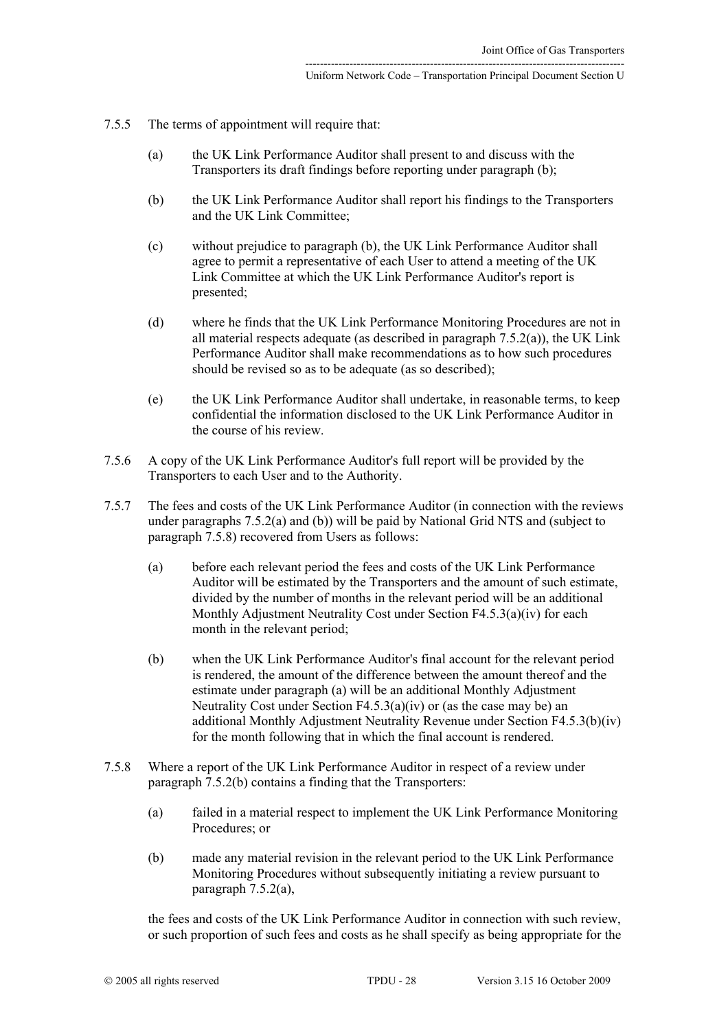7.5.5 The terms of appointment will require that:

(a) the UK Link Performance Auditor shall present to and discuss with the Transporters its draft findings before reporting under paragraph (b);

(b) the UK Link Performance Auditor shall report his findings to the Transporters and the UK Link Committee;

(c) without prejudice to paragraph (b), the UK Link Performance Auditor shall agree to permit a representative of each User to attend a meeting of the UK Link Committee at which the UK Link Performance Auditor's report is presented;

(d) where he finds that the UK Link Performance Monitoring Procedures are not in all material respects adequate (as described in paragraph 7.5.2(a)), the UK Link Performance Auditor shall make recommendations as to how such procedures should be revised so as to be adequate (as so described);

(e) the UK Link Performance Auditor shall undertake, in reasonable terms, to keep confidential the information disclosed to the UK Link Performance Auditor in the course of his review.

7.5.6 A copy of the UK Link Performance Auditor's full report will be provided by the Transporters to each User and to the Authority.

7.5.7 The fees and costs of the UK Link Performance Auditor (in connection with the reviews under paragraphs 7.5.2(a) and (b)) will be paid by National Grid NTS and (subject to paragraph 7.5.8) recovered from Users as follows:

(a) before each relevant period the fees and costs of the UK Link Performance Auditor will be estimated by the Transporters and the amount of such estimate, divided by the number of months in the relevant period will be an additional Monthly Adjustment Neutrality Cost under Section F4.5.3(a)(iv) for each month in the relevant period;

(b) when the UK Link Performance Auditor's final account for the relevant period is rendered, the amount of the difference between the amount thereof and the estimate under paragraph (a) will be an additional Monthly Adjustment Neutrality Cost under Section F4.5.3(a)(iv) or (as the case may be) an additional Monthly Adjustment Neutrality Revenue under Section F4.5.3(b)(iv) for the month following that in which the final account is rendered.

7.5.8 Where a report of the UK Link Performance Auditor in respect of a review under paragraph 7.5.2(b) contains a finding that the Transporters:

(a) failed in a material respect to implement the UK Link Performance Monitoring Procedures; or

(b) made any material revision in the relevant period to the UK Link Performance Monitoring Procedures without subsequently initiating a review pursuant to paragraph 7.5.2(a),

the fees and costs of the UK Link Performance Auditor in connection with such review, or such proportion of such fees and costs as he shall specify as being appropriate for the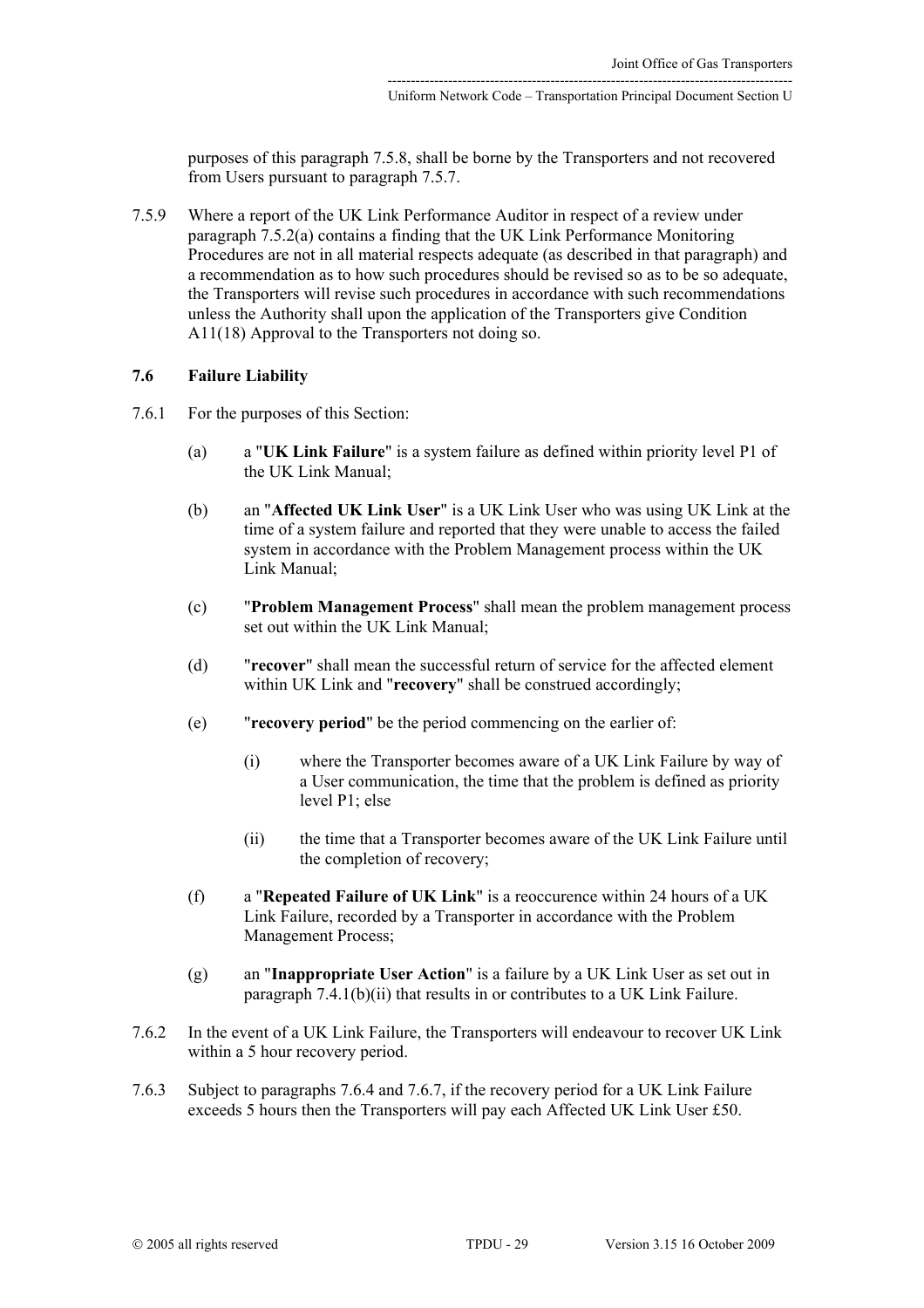purposes of this paragraph 7.5.8, shall be borne by the Transporters and not recovered from Users pursuant to paragraph 7.5.7.

7.5.9 Where a report of the UK Link Performance Auditor in respect of a review under paragraph 7.5.2(a) contains a finding that the UK Link Performance Monitoring Procedures are not in all material respects adequate (as described in that paragraph) and a recommendation as to how such procedures should be revised so as to be so adequate, the Transporters will revise such procedures in accordance with such recommendations unless the Authority shall upon the application of the Transporters give Condition A11(18) Approval to the Transporters not doing so.

### 7.6 Failure Liability

7.6.1 For the purposes of this Section:

(a) a "**UK Link Failure**" is a system failure as defined within priority level P1 of the UK Link Manual;

(b) an "**Affected UK Link User**" is a UK Link User who was using UK Link at the time of a system failure and reported that they were unable to access the failed system in accordance with the Problem Management process within the UK Link Manual;

(c) "**Problem Management Process**" shall mean the problem management process set out within the UK Link Manual;

(d) "**recover**" shall mean the successful return of service for the affected element within UK Link and "**recovery**" shall be construed accordingly;

(e) "**recovery period**" be the period commencing on the earlier of:

(i) where the Transporter becomes aware of a UK Link Failure by way of a User communication, the time that the problem is defined as priority level P1; else

(ii) the time that a Transporter becomes aware of the UK Link Failure until the completion of recovery;

(f) a "**Repeated Failure of UK Link**" is a reoccurence within 24 hours of a UK Link Failure, recorded by a Transporter in accordance with the Problem Management Process;

(g) an "**Inappropriate User Action**" is a failure by a UK Link User as set out in paragraph 7.4.1(b)(ii) that results in or contributes to a UK Link Failure.

7.6.2 In the event of a UK Link Failure, the Transporters will endeavour to recover UK Link within a 5 hour recovery period.

7.6.3 Subject to paragraphs 7.6.4 and 7.6.7, if the recovery period for a UK Link Failure exceeds 5 hours then the Transporters will pay each Affected UK Link User £50.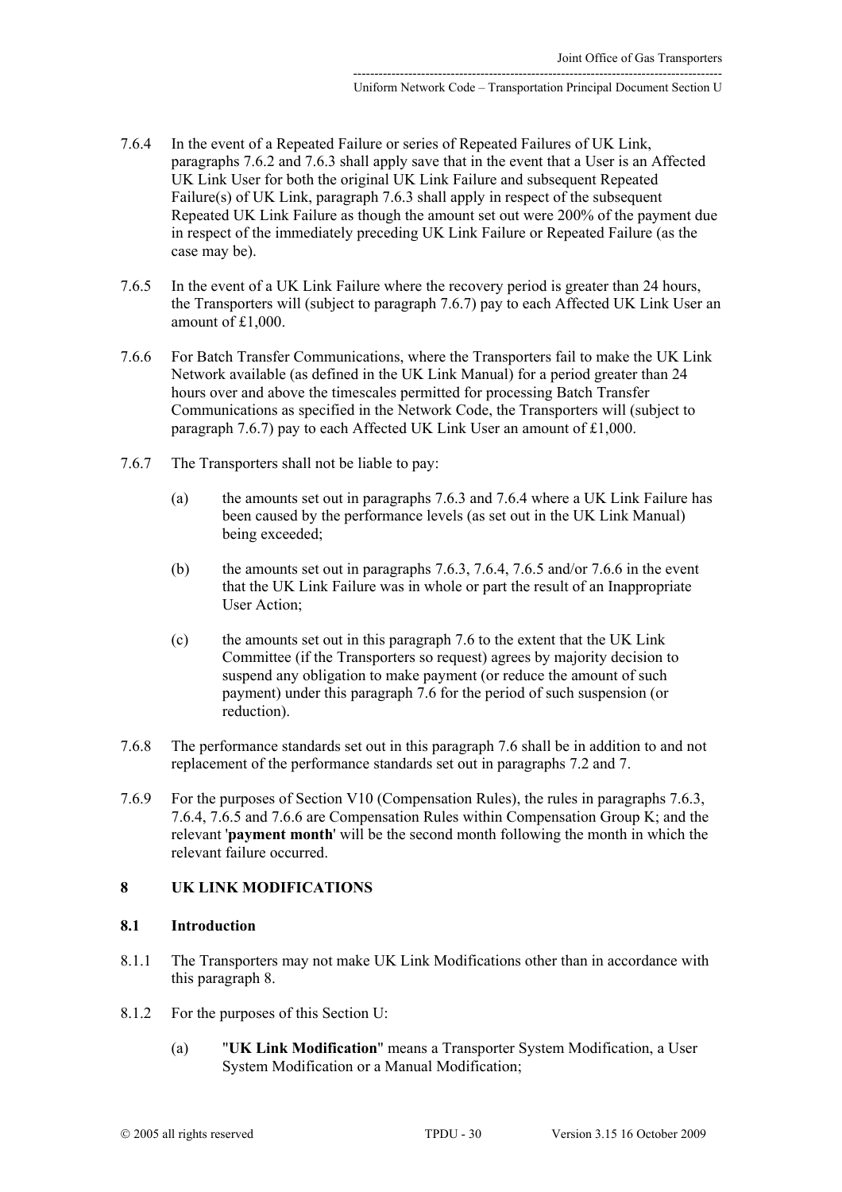7.6.4 In the event of a Repeated Failure or series of Repeated Failures of UK Link, paragraphs 7.6.2 and 7.6.3 shall apply save that in the event that a User is an Affected UK Link User for both the original UK Link Failure and subsequent Repeated Failure(s) of UK Link, paragraph 7.6.3 shall apply in respect of the subsequent Repeated UK Link Failure as though the amount set out were 200% of the payment due in respect of the immediately preceding UK Link Failure or Repeated Failure (as the case may be).

7.6.5 In the event of a UK Link Failure where the recovery period is greater than 24 hours, the Transporters will (subject to paragraph 7.6.7) pay to each Affected UK Link User an amount of £1,000.

7.6.6 For Batch Transfer Communications, where the Transporters fail to make the UK Link Network available (as defined in the UK Link Manual) for a period greater than 24 hours over and above the timescales permitted for processing Batch Transfer Communications as specified in the Network Code, the Transporters will (subject to paragraph 7.6.7) pay to each Affected UK Link User an amount of £1,000.

7.6.7 The Transporters shall not be liable to pay:

(a) the amounts set out in paragraphs 7.6.3 and 7.6.4 where a UK Link Failure has been caused by the performance levels (as set out in the UK Link Manual) being exceeded;

(b) the amounts set out in paragraphs 7.6.3, 7.6.4, 7.6.5 and/or 7.6.6 in the event that the UK Link Failure was in whole or part the result of an Inappropriate User Action;

(c) the amounts set out in this paragraph 7.6 to the extent that the UK Link Committee (if the Transporters so request) agrees by majority decision to suspend any obligation to make payment (or reduce the amount of such payment) under this paragraph 7.6 for the period of such suspension (or reduction).

7.6.8 The performance standards set out in this paragraph 7.6 shall be in addition to and not replacement of the performance standards set out in paragraphs 7.2 and 7.

7.6.9 For the purposes of Section V10 (Compensation Rules), the rules in paragraphs 7.6.3, 7.6.4, 7.6.5 and 7.6.6 are Compensation Rules within Compensation Group K; and the relevant '**payment month**' will be the second month following the month in which the relevant failure occurred.

## 8 UK LINK MODIFICATIONS

### 8.1 Introduction

8.1.1 The Transporters may not make UK Link Modifications other than in accordance with this paragraph 8.

8.1.2 For the purposes of this Section U:

(a) "**UK Link Modification**" means a Transporter System Modification, a User System Modification or a Manual Modification;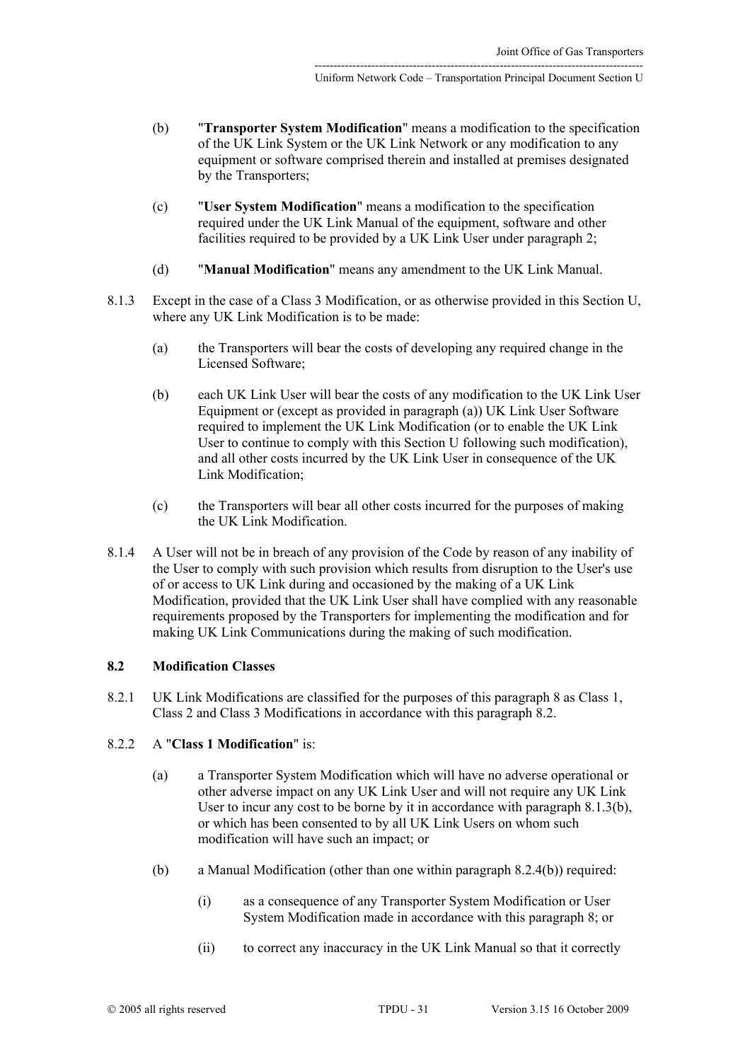(b) "**Transporter System Modification**" means a modification to the specification of the UK Link System or the UK Link Network or any modification to any equipment or software comprised therein and installed at premises designated by the Transporters;

(c) "**User System Modification**" means a modification to the specification required under the UK Link Manual of the equipment, software and other facilities required to be provided by a UK Link User under paragraph 2;

(d) "**Manual Modification**" means any amendment to the UK Link Manual.

8.1.3 Except in the case of a Class 3 Modification, or as otherwise provided in this Section U, where any UK Link Modification is to be made:

(a) the Transporters will bear the costs of developing any required change in the Licensed Software;

(b) each UK Link User will bear the costs of any modification to the UK Link User Equipment or (except as provided in paragraph (a)) UK Link User Software required to implement the UK Link Modification (or to enable the UK Link User to continue to comply with this Section U following such modification), and all other costs incurred by the UK Link User in consequence of the UK Link Modification;

(c) the Transporters will bear all other costs incurred for the purposes of making the UK Link Modification.

8.1.4 A User will not be in breach of any provision of the Code by reason of any inability of the User to comply with such provision which results from disruption to the User's use of or access to UK Link during and occasioned by the making of a UK Link Modification, provided that the UK Link User shall have complied with any reasonable requirements proposed by the Transporters for implementing the modification and for making UK Link Communications during the making of such modification.

**8.2 Modification Classes**

8.2.1 UK Link Modifications are classified for the purposes of this paragraph 8 as Class 1, Class 2 and Class 3 Modifications in accordance with this paragraph 8.2.

8.2.2 A "**Class 1 Modification**" is:

(a) a Transporter System Modification which will have no adverse operational or other adverse impact on any UK Link User and will not require any UK Link User to incur any cost to be borne by it in accordance with paragraph 8.1.3(b), or which has been consented to by all UK Link Users on whom such modification will have such an impact; or

(b) a Manual Modification (other than one within paragraph 8.2.4(b)) required:

(i) as a consequence of any Transporter System Modification or User System Modification made in accordance with this paragraph 8; or

(ii) to correct any inaccuracy in the UK Link Manual so that it correctly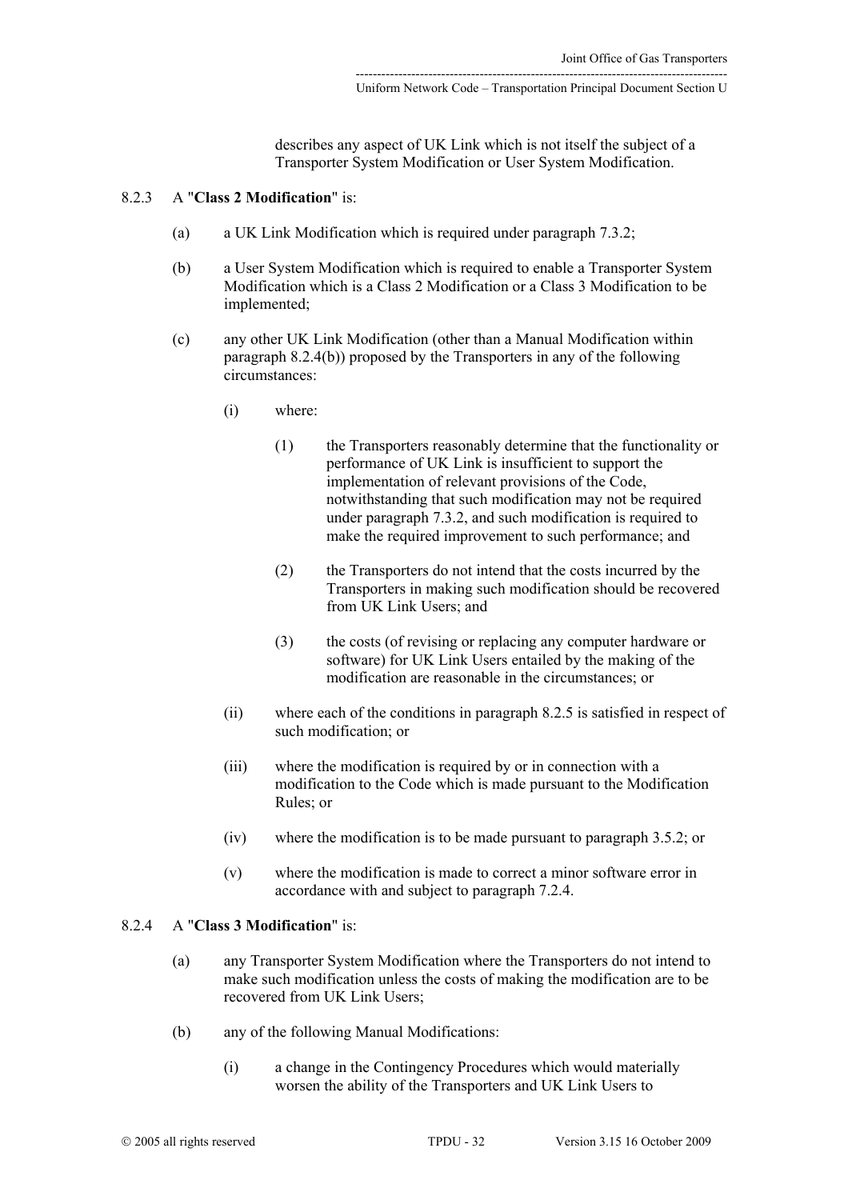describes any aspect of UK Link which is not itself the subject of a Transporter System Modification or User System Modification.

8.2.3 A "**Class 2 Modification**" is:

(a) a UK Link Modification which is required under paragraph 7.3.2;

(b) a User System Modification which is required to enable a Transporter System Modification which is a Class 2 Modification or a Class 3 Modification to be implemented;

(c) any other UK Link Modification (other than a Manual Modification within paragraph 8.2.4(b)) proposed by the Transporters in any of the following circumstances:

(i) where:

(1) the Transporters reasonably determine that the functionality or performance of UK Link is insufficient to support the implementation of relevant provisions of the Code, notwithstanding that such modification may not be required under paragraph 7.3.2, and such modification is required to make the required improvement to such performance; and

(2) the Transporters do not intend that the costs incurred by the Transporters in making such modification should be recovered from UK Link Users; and

(3) the costs (of revising or replacing any computer hardware or software) for UK Link Users entailed by the making of the modification are reasonable in the circumstances; or

(ii) where each of the conditions in paragraph 8.2.5 is satisfied in respect of such modification; or

(iii) where the modification is required by or in connection with a modification to the Code which is made pursuant to the Modification Rules; or

(iv) where the modification is to be made pursuant to paragraph 3.5.2; or

(v) where the modification is made to correct a minor software error in accordance with and subject to paragraph 7.2.4.

8.2.4 A "**Class 3 Modification**" is:

(a) any Transporter System Modification where the Transporters do not intend to make such modification unless the costs of making the modification are to be recovered from UK Link Users;

(b) any of the following Manual Modifications:

(i) a change in the Contingency Procedures which would materially worsen the ability of the Transporters and UK Link Users to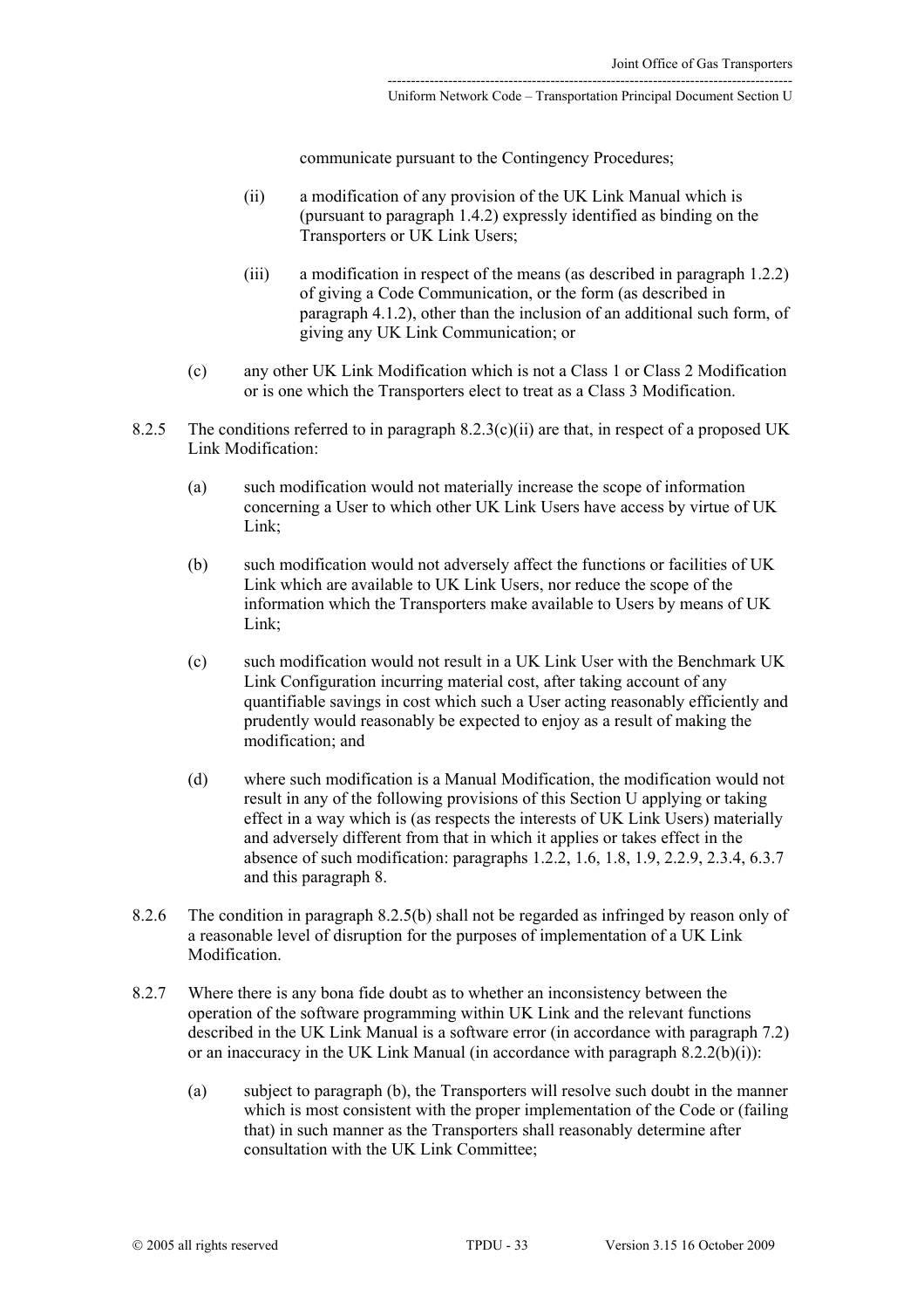communicate pursuant to the Contingency Procedures;

(ii) a modification of any provision of the UK Link Manual which is (pursuant to paragraph 1.4.2) expressly identified as binding on the Transporters or UK Link Users;

(iii) a modification in respect of the means (as described in paragraph 1.2.2) of giving a Code Communication, or the form (as described in paragraph 4.1.2), other than the inclusion of an additional such form, of giving any UK Link Communication; or

(c) any other UK Link Modification which is not a Class 1 or Class 2 Modification or is one which the Transporters elect to treat as a Class 3 Modification.

8.2.5 The conditions referred to in paragraph 8.2.3(c)(ii) are that, in respect of a proposed UK Link Modification:

(a) such modification would not materially increase the scope of information concerning a User to which other UK Link Users have access by virtue of UK Link;

(b) such modification would not adversely affect the functions or facilities of UK Link which are available to UK Link Users, nor reduce the scope of the information which the Transporters make available to Users by means of UK Link;

(c) such modification would not result in a UK Link User with the Benchmark UK Link Configuration incurring material cost, after taking account of any quantifiable savings in cost which such a User acting reasonably efficiently and prudently would reasonably be expected to enjoy as a result of making the modification; and

(d) where such modification is a Manual Modification, the modification would not result in any of the following provisions of this Section U applying or taking effect in a way which is (as respects the interests of UK Link Users) materially and adversely different from that in which it applies or takes effect in the absence of such modification: paragraphs 1.2.2, 1.6, 1.8, 1.9, 2.2.9, 2.3.4, 6.3.7 and this paragraph 8.

8.2.6 The condition in paragraph 8.2.5(b) shall not be regarded as infringed by reason only of a reasonable level of disruption for the purposes of implementation of a UK Link Modification.

8.2.7 Where there is any bona fide doubt as to whether an inconsistency between the operation of the software programming within UK Link and the relevant functions described in the UK Link Manual is a software error (in accordance with paragraph 7.2) or an inaccuracy in the UK Link Manual (in accordance with paragraph 8.2.2(b)(i)):

(a) subject to paragraph (b), the Transporters will resolve such doubt in the manner which is most consistent with the proper implementation of the Code or (failing that) in such manner as the Transporters shall reasonably determine after consultation with the UK Link Committee;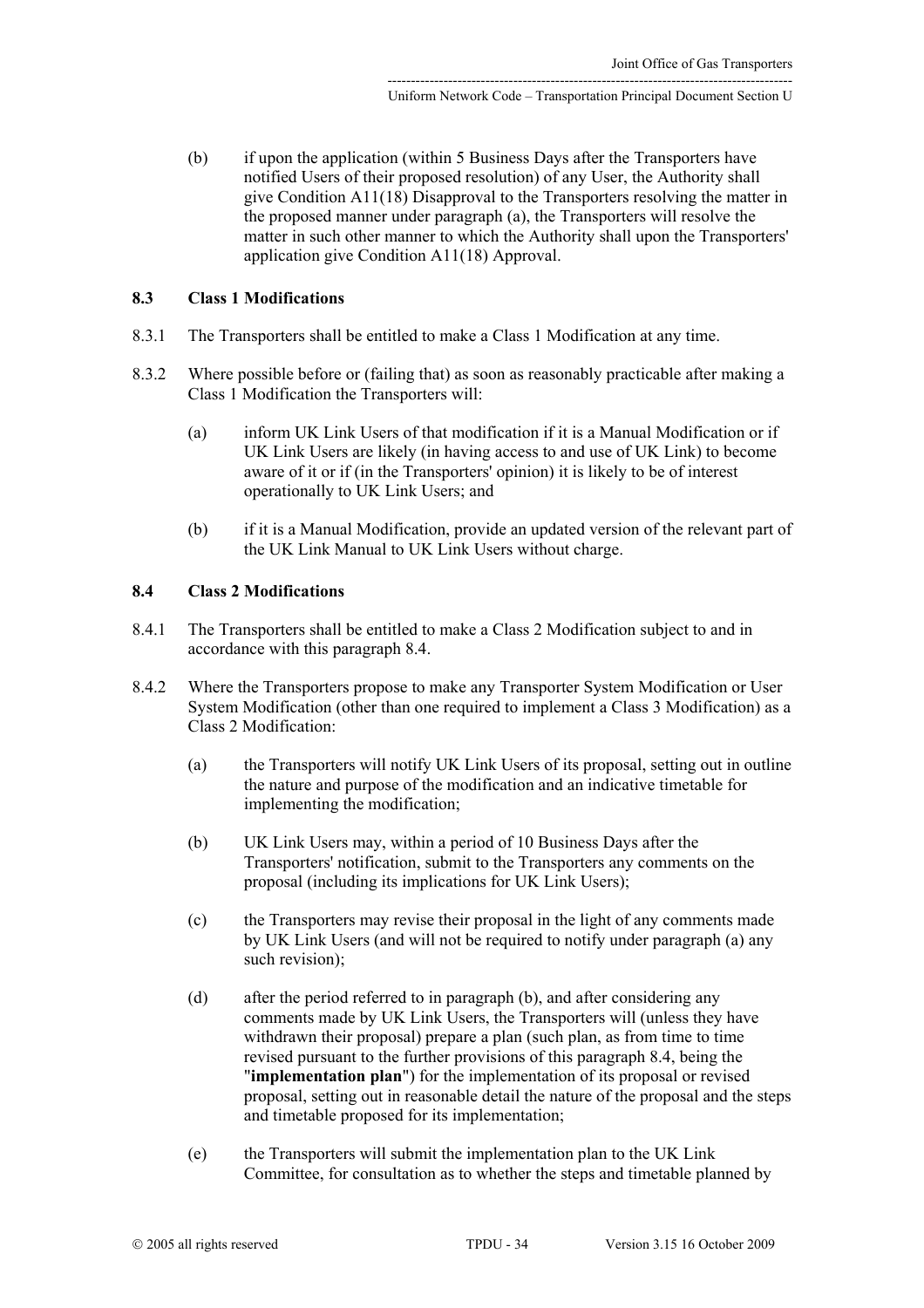(b) if upon the application (within 5 Business Days after the Transporters have notified Users of their proposed resolution) of any User, the Authority shall give Condition A11(18) Disapproval to the Transporters resolving the matter in the proposed manner under paragraph (a), the Transporters will resolve the matter in such other manner to which the Authority shall upon the Transporters' application give Condition A11(18) Approval.

### 8.3 Class 1 Modifications

8.3.1 The Transporters shall be entitled to make a Class 1 Modification at any time.

8.3.2 Where possible before or (failing that) as soon as reasonably practicable after making a Class 1 Modification the Transporters will:

(a) inform UK Link Users of that modification if it is a Manual Modification or if UK Link Users are likely (in having access to and use of UK Link) to become aware of it or if (in the Transporters' opinion) it is likely to be of interest operationally to UK Link Users; and

(b) if it is a Manual Modification, provide an updated version of the relevant part of the UK Link Manual to UK Link Users without charge.

### 8.4 Class 2 Modifications

8.4.1 The Transporters shall be entitled to make a Class 2 Modification subject to and in accordance with this paragraph 8.4.

8.4.2 Where the Transporters propose to make any Transporter System Modification or User System Modification (other than one required to implement a Class 3 Modification) as a Class 2 Modification:

(a) the Transporters will notify UK Link Users of its proposal, setting out in outline the nature and purpose of the modification and an indicative timetable for implementing the modification;

(b) UK Link Users may, within a period of 10 Business Days after the Transporters' notification, submit to the Transporters any comments on the proposal (including its implications for UK Link Users);

(c) the Transporters may revise their proposal in the light of any comments made by UK Link Users (and will not be required to notify under paragraph (a) any such revision);

(d) after the period referred to in paragraph (b), and after considering any comments made by UK Link Users, the Transporters will (unless they have withdrawn their proposal) prepare a plan (such plan, as from time to time revised pursuant to the further provisions of this paragraph 8.4, being the "**implementation plan**") for the implementation of its proposal or revised proposal, setting out in reasonable detail the nature of the proposal and the steps and timetable proposed for its implementation;

(e) the Transporters will submit the implementation plan to the UK Link Committee, for consultation as to whether the steps and timetable planned by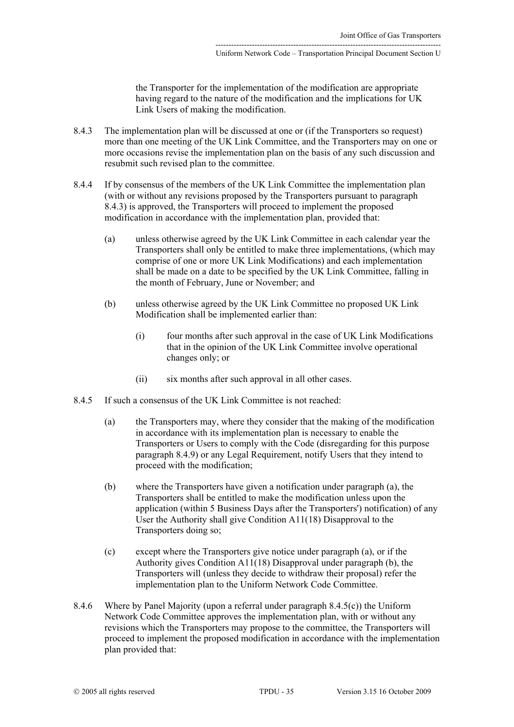the Transporter for the implementation of the modification are appropriate having regard to the nature of the modification and the implications for UK Link Users of making the modification.

8.4.3 The implementation plan will be discussed at one or (if the Transporters so request) more than one meeting of the UK Link Committee, and the Transporters may on one or more occasions revise the implementation plan on the basis of any such discussion and resubmit such revised plan to the committee.

8.4.4 If by consensus of the members of the UK Link Committee the implementation plan (with or without any revisions proposed by the Transporters pursuant to paragraph 8.4.3) is approved, the Transporters will proceed to implement the proposed modification in accordance with the implementation plan, provided that:

(a) unless otherwise agreed by the UK Link Committee in each calendar year the Transporters shall only be entitled to make three implementations, (which may comprise of one or more UK Link Modifications) and each implementation shall be made on a date to be specified by the UK Link Committee, falling in the month of February, June or November; and

(b) unless otherwise agreed by the UK Link Committee no proposed UK Link Modification shall be implemented earlier than:

(i) four months after such approval in the case of UK Link Modifications that in the opinion of the UK Link Committee involve operational changes only; or

(ii) six months after such approval in all other cases.

8.4.5 If such a consensus of the UK Link Committee is not reached:

(a) the Transporters may, where they consider that the making of the modification in accordance with its implementation plan is necessary to enable the Transporters or Users to comply with the Code (disregarding for this purpose paragraph 8.4.9) or any Legal Requirement, notify Users that they intend to proceed with the modification;

(b) where the Transporters have given a notification under paragraph (a), the Transporters shall be entitled to make the modification unless upon the application (within 5 Business Days after the Transporters') notification) of any User the Authority shall give Condition A11(18) Disapproval to the Transporters doing so;

(c) except where the Transporters give notice under paragraph (a), or if the Authority gives Condition A11(18) Disapproval under paragraph (b), the Transporters will (unless they decide to withdraw their proposal) refer the implementation plan to the Uniform Network Code Committee.

8.4.6 Where by Panel Majority (upon a referral under paragraph 8.4.5(c)) the Uniform Network Code Committee approves the implementation plan, with or without any revisions which the Transporters may propose to the committee, the Transporters will proceed to implement the proposed modification in accordance with the implementation plan provided that: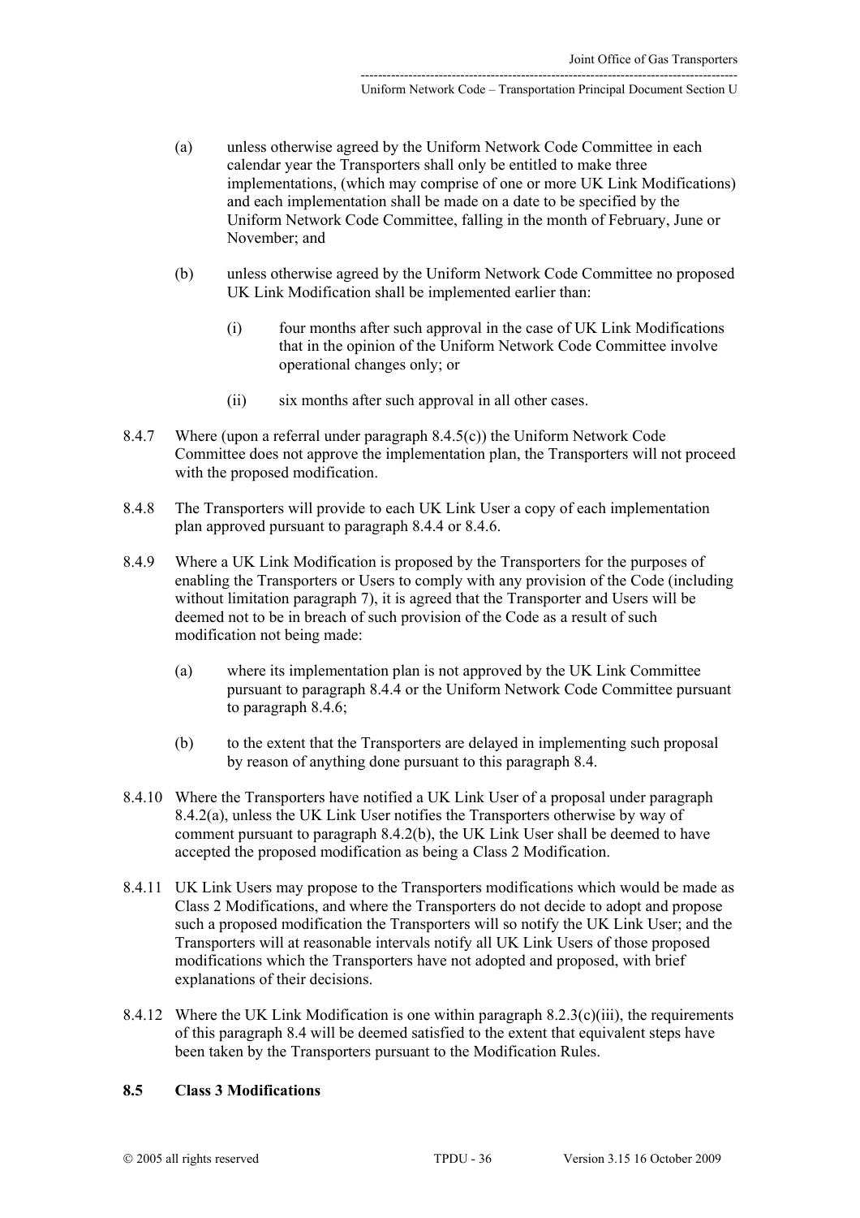(a) unless otherwise agreed by the Uniform Network Code Committee in each calendar year the Transporters shall only be entitled to make three implementations, (which may comprise of one or more UK Link Modifications) and each implementation shall be made on a date to be specified by the Uniform Network Code Committee, falling in the month of February, June or November; and

(b) unless otherwise agreed by the Uniform Network Code Committee no proposed UK Link Modification shall be implemented earlier than:

(i) four months after such approval in the case of UK Link Modifications that in the opinion of the Uniform Network Code Committee involve operational changes only; or

(ii) six months after such approval in all other cases.

8.4.7 Where (upon a referral under paragraph 8.4.5(c)) the Uniform Network Code Committee does not approve the implementation plan, the Transporters will not proceed with the proposed modification.

8.4.8 The Transporters will provide to each UK Link User a copy of each implementation plan approved pursuant to paragraph 8.4.4 or 8.4.6.

8.4.9 Where a UK Link Modification is proposed by the Transporters for the purposes of enabling the Transporters or Users to comply with any provision of the Code (including without limitation paragraph 7), it is agreed that the Transporter and Users will be deemed not to be in breach of such provision of the Code as a result of such modification not being made:

(a) where its implementation plan is not approved by the UK Link Committee pursuant to paragraph 8.4.4 or the Uniform Network Code Committee pursuant to paragraph 8.4.6;

(b) to the extent that the Transporters are delayed in implementing such proposal by reason of anything done pursuant to this paragraph 8.4.

8.4.10 Where the Transporters have notified a UK Link User of a proposal under paragraph 8.4.2(a), unless the UK Link User notifies the Transporters otherwise by way of comment pursuant to paragraph 8.4.2(b), the UK Link User shall be deemed to have accepted the proposed modification as being a Class 2 Modification.

8.4.11 UK Link Users may propose to the Transporters modifications which would be made as Class 2 Modifications, and where the Transporters do not decide to adopt and propose such a proposed modification the Transporters will so notify the UK Link User; and the Transporters will at reasonable intervals notify all UK Link Users of those proposed modifications which the Transporters have not adopted and proposed, with brief explanations of their decisions.

8.4.12 Where the UK Link Modification is one within paragraph 8.2.3(c)(iii), the requirements of this paragraph 8.4 will be deemed satisfied to the extent that equivalent steps have been taken by the Transporters pursuant to the Modification Rules.

### 8.5 Class 3 Modifications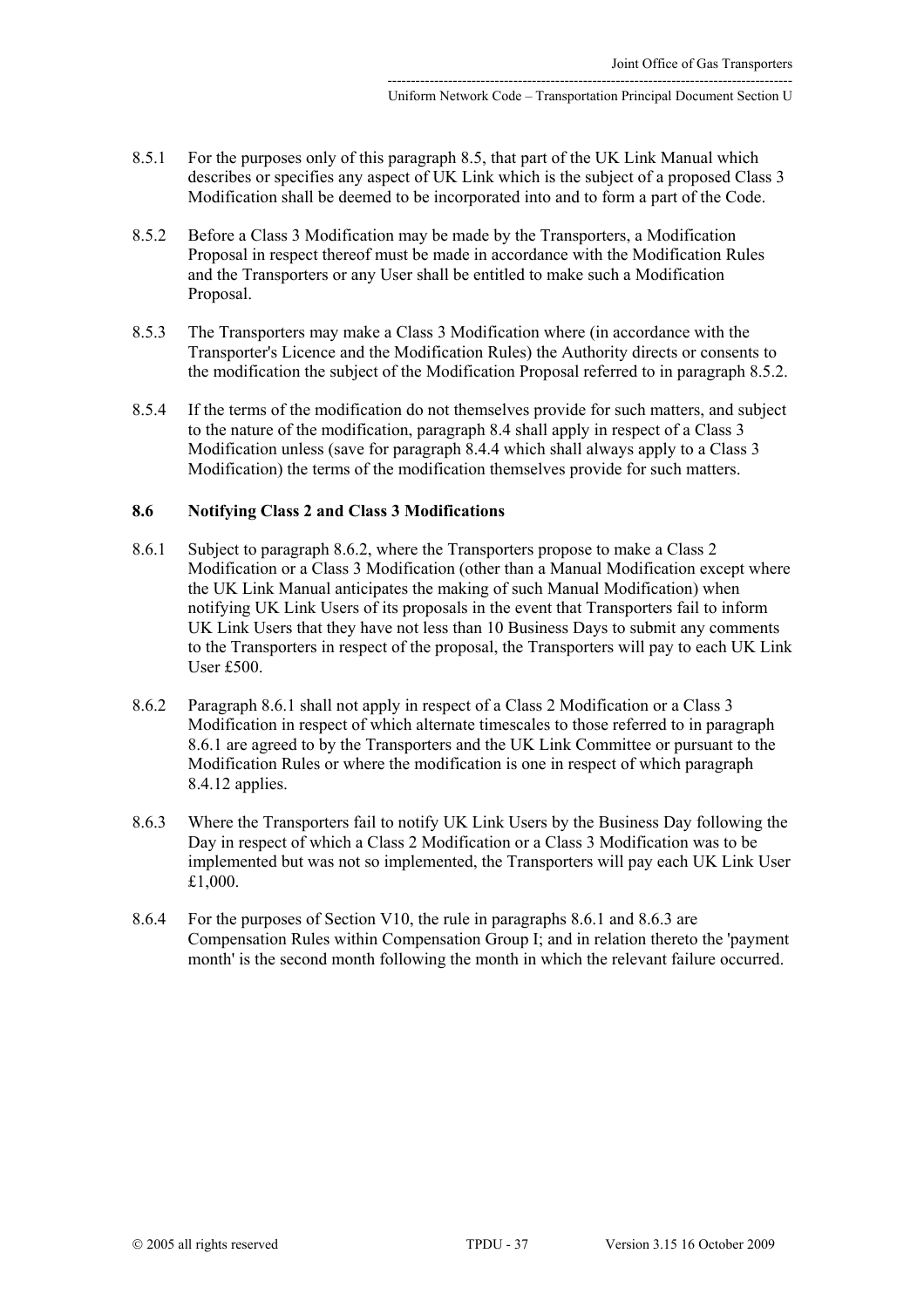8.5.1 For the purposes only of this paragraph 8.5, that part of the UK Link Manual which describes or specifies any aspect of UK Link which is the subject of a proposed Class 3 Modification shall be deemed to be incorporated into and to form a part of the Code.

8.5.2 Before a Class 3 Modification may be made by the Transporters, a Modification Proposal in respect thereof must be made in accordance with the Modification Rules and the Transporters or any User shall be entitled to make such a Modification Proposal.

8.5.3 The Transporters may make a Class 3 Modification where (in accordance with the Transporter's Licence and the Modification Rules) the Authority directs or consents to the modification the subject of the Modification Proposal referred to in paragraph 8.5.2.

8.5.4 If the terms of the modification do not themselves provide for such matters, and subject to the nature of the modification, paragraph 8.4 shall apply in respect of a Class 3 Modification unless (save for paragraph 8.4.4 which shall always apply to a Class 3 Modification) the terms of the modification themselves provide for such matters.

### 8.6 Notifying Class 2 and Class 3 Modifications

8.6.1 Subject to paragraph 8.6.2, where the Transporters propose to make a Class 2 Modification or a Class 3 Modification (other than a Manual Modification except where the UK Link Manual anticipates the making of such Manual Modification) when notifying UK Link Users of its proposals in the event that Transporters fail to inform UK Link Users that they have not less than 10 Business Days to submit any comments to the Transporters in respect of the proposal, the Transporters will pay to each UK Link User £500.

8.6.2 Paragraph 8.6.1 shall not apply in respect of a Class 2 Modification or a Class 3 Modification in respect of which alternate timescales to those referred to in paragraph 8.6.1 are agreed to by the Transporters and the UK Link Committee or pursuant to the Modification Rules or where the modification is one in respect of which paragraph 8.4.12 applies.

8.6.3 Where the Transporters fail to notify UK Link Users by the Business Day following the Day in respect of which a Class 2 Modification or a Class 3 Modification was to be implemented but was not so implemented, the Transporters will pay each UK Link User £1,000.

8.6.4 For the purposes of Section V10, the rule in paragraphs 8.6.1 and 8.6.3 are Compensation Rules within Compensation Group I; and in relation thereto the 'payment month' is the second month following the month in which the relevant failure occurred.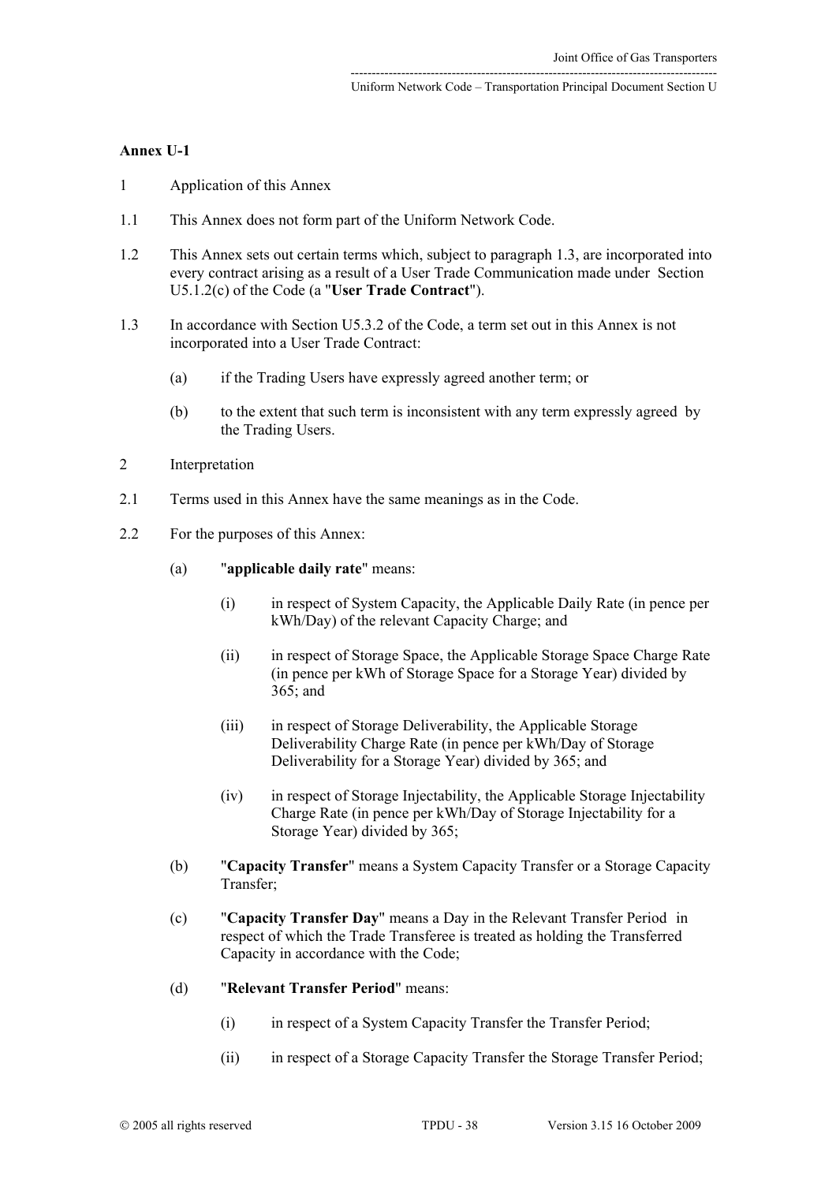**Annex U-1**

1 Application of this Annex

1.1 This Annex does not form part of the Uniform Network Code.

1.2 This Annex sets out certain terms which, subject to paragraph 1.3, are incorporated into every contract arising as a result of a User Trade Communication made under Section U5.1.2(c) of the Code (a "**User Trade Contract**").

1.3 In accordance with Section U5.3.2 of the Code, a term set out in this Annex is not incorporated into a User Trade Contract:

(a) if the Trading Users have expressly agreed another term; or

(b) to the extent that such term is inconsistent with any term expressly agreed by the Trading Users.

2 Interpretation

2.1 Terms used in this Annex have the same meanings as in the Code.

2.2 For the purposes of this Annex:

(a) "**applicable daily rate**" means:

(i) in respect of System Capacity, the Applicable Daily Rate (in pence per kWh/Day) of the relevant Capacity Charge; and

(ii) in respect of Storage Space, the Applicable Storage Space Charge Rate (in pence per kWh of Storage Space for a Storage Year) divided by 365; and

(iii) in respect of Storage Deliverability, the Applicable Storage Deliverability Charge Rate (in pence per kWh/Day of Storage Deliverability for a Storage Year) divided by 365; and

(iv) in respect of Storage Injectability, the Applicable Storage Injectability Charge Rate (in pence per kWh/Day of Storage Injectability for a Storage Year) divided by 365;

(b) "**Capacity Transfer**" means a System Capacity Transfer or a Storage Capacity Transfer;

(c) "**Capacity Transfer Day**" means a Day in the Relevant Transfer Period in respect of which the Trade Transferee is treated as holding the Transferred Capacity in accordance with the Code;

(d) "**Relevant Transfer Period**" means:

(i) in respect of a System Capacity Transfer the Transfer Period;

(ii) in respect of a Storage Capacity Transfer the Storage Transfer Period;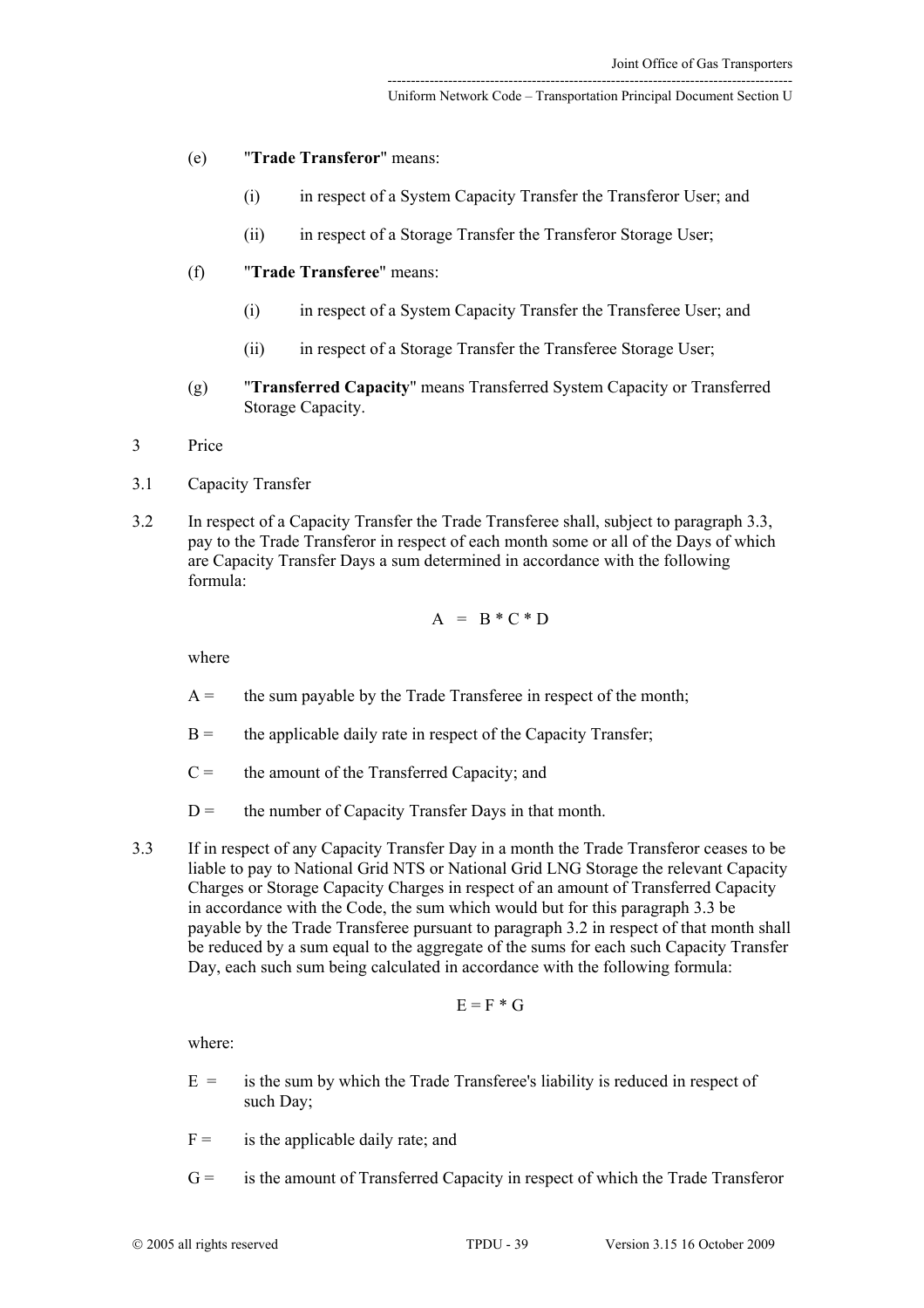(e) "**Trade Transferor**" means:

(i) in respect of a System Capacity Transfer the Transferor User; and

(ii) in respect of a Storage Transfer the Transferor Storage User;

(f) "**Trade Transferee**" means:

(i) in respect of a System Capacity Transfer the Transferee User; and

(ii) in respect of a Storage Transfer the Transferee Storage User;

(g) "**Transferred Capacity**" means Transferred System Capacity or Transferred Storage Capacity.

3 Price

3.1 Capacity Transfer

3.2 In respect of a Capacity Transfer the Trade Transferee shall, subject to paragraph 3.3, pay to the Trade Transferor in respect of each month some or all of the Days of which are Capacity Transfer Days a sum determined in accordance with the following formula:

$$A = B * C * D$$

where

$A$ = the sum payable by the Trade Transferee in respect of the month;

$B$ = the applicable daily rate in respect of the Capacity Transfer;

$C$ = the amount of the Transferred Capacity; and

$D$ = the number of Capacity Transfer Days in that month.

3.3 If in respect of any Capacity Transfer Day in a month the Trade Transferor ceases to be liable to pay to National Grid NTS or National Grid LNG Storage the relevant Capacity Charges or Storage Capacity Charges in respect of an amount of Transferred Capacity in accordance with the Code, the sum which would but for this paragraph 3.3 be payable by the Trade Transferee pursuant to paragraph 3.2 in respect of that month shall be reduced by a sum equal to the aggregate of the sums for each such Capacity Transfer Day, each such sum being calculated in accordance with the following formula:

$$E = F * G$$

where:

$E$ = is the sum by which the Trade Transferee's liability is reduced in respect of such Day;

$F$ = is the applicable daily rate; and

$G$ = is the amount of Transferred Capacity in respect of which the Trade Transferor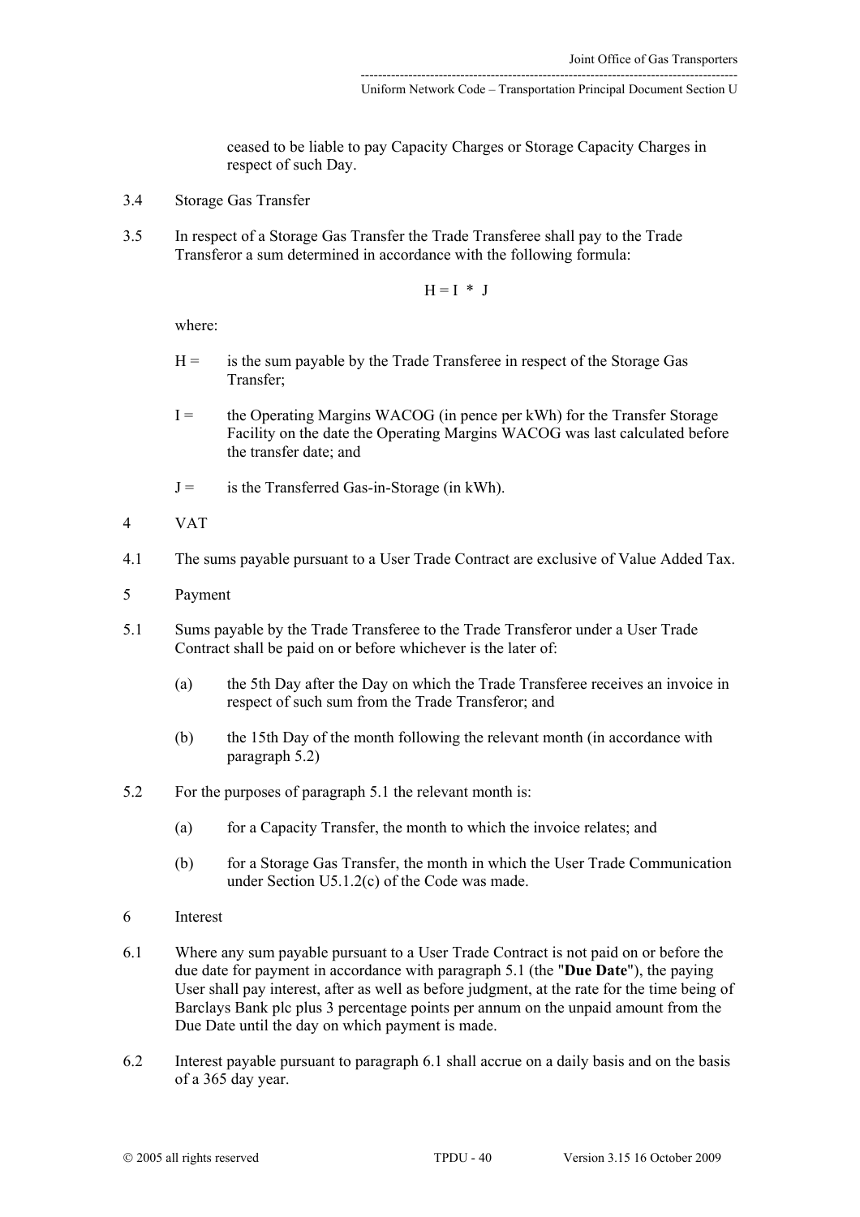ceased to be liable to pay Capacity Charges or Storage Capacity Charges in respect of such Day.

3.4 Storage Gas Transfer

3.5 In respect of a Storage Gas Transfer the Trade Transferee shall pay to the Trade Transferor a sum determined in accordance with the following formula:

$$H = I * J$$

where:

H = is the sum payable by the Trade Transferee in respect of the Storage Gas Transfer;

I = the Operating Margins WACOG (in pence per kWh) for the Transfer Storage Facility on the date the Operating Margins WACOG was last calculated before the transfer date; and

J = is the Transferred Gas-in-Storage (in kWh).

4 VAT

4.1 The sums payable pursuant to a User Trade Contract are exclusive of Value Added Tax.

5 Payment

5.1 Sums payable by the Trade Transferee to the Trade Transferor under a User Trade Contract shall be paid on or before whichever is the later of:

(a) the 5th Day after the Day on which the Trade Transferee receives an invoice in respect of such sum from the Trade Transferor; and

(b) the 15th Day of the month following the relevant month (in accordance with paragraph 5.2)

5.2 For the purposes of paragraph 5.1 the relevant month is:

(a) for a Capacity Transfer, the month to which the invoice relates; and

(b) for a Storage Gas Transfer, the month in which the User Trade Communication under Section U5.1.2(c) of the Code was made.

6 Interest

6.1 Where any sum payable pursuant to a User Trade Contract is not paid on or before the due date for payment in accordance with paragraph 5.1 (the "**Due Date**"), the paying User shall pay interest, after as well as before judgment, at the rate for the time being of Barclays Bank plc plus 3 percentage points per annum on the unpaid amount from the Due Date until the day on which payment is made.

6.2 Interest payable pursuant to paragraph 6.1 shall accrue on a daily basis and on the basis of a 365 day year.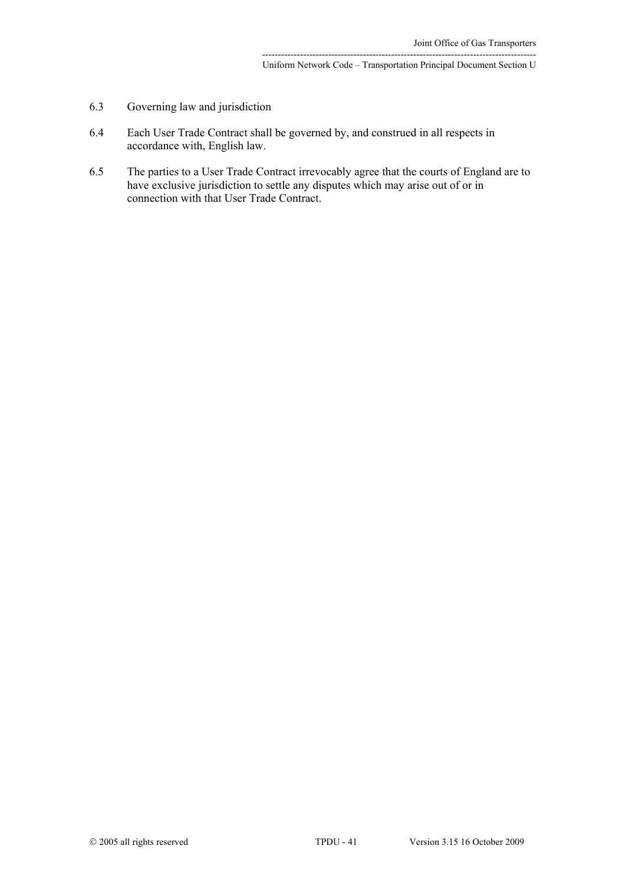6.3 Governing law and jurisdiction

6.4 Each User Trade Contract shall be governed by, and construed in all respects in accordance with, English law.

6.5 The parties to a User Trade Contract irrevocably agree that the courts of England are to have exclusive jurisdiction to settle any disputes which may arise out of or in connection with that User Trade Contract.